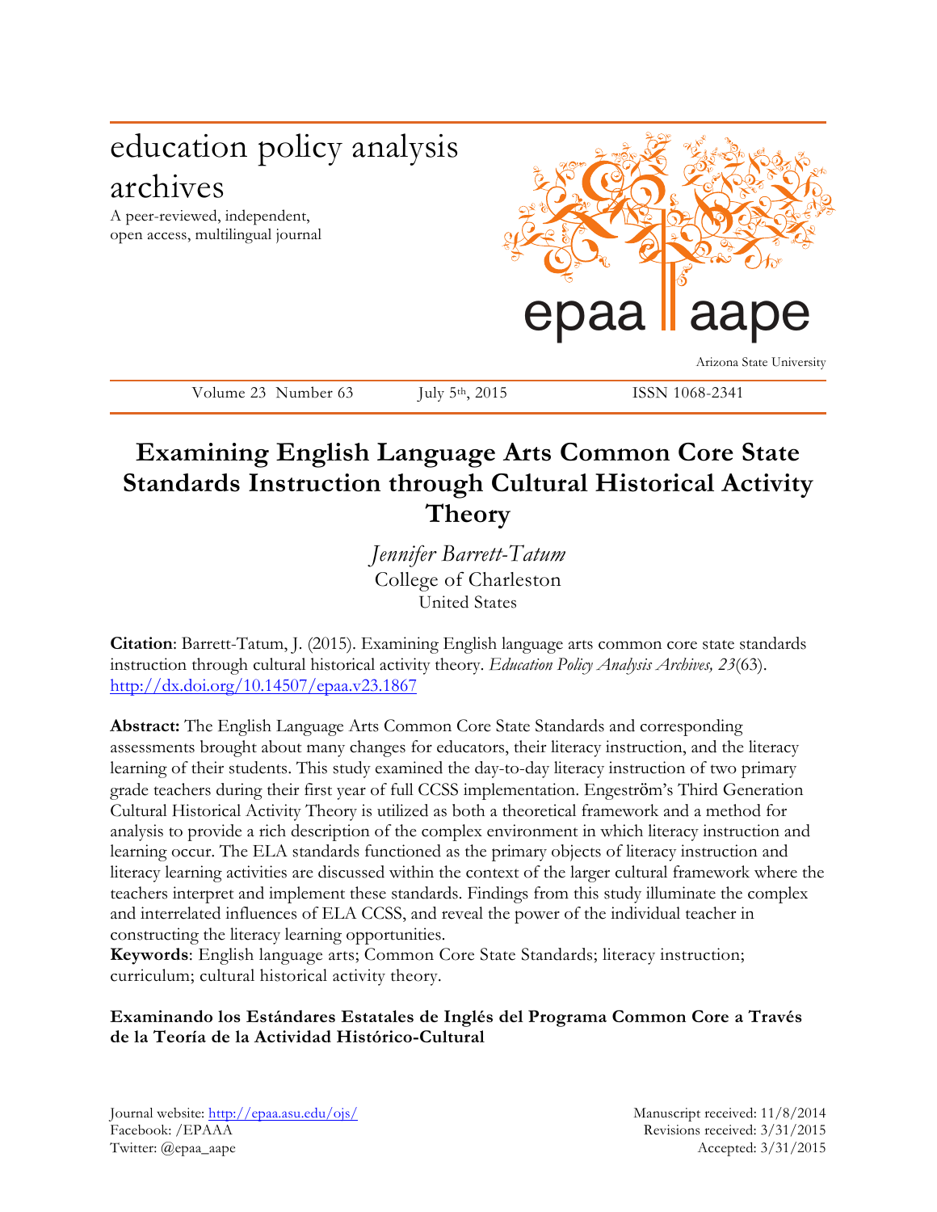education policy analysis archives

A peer-reviewed, independent, open access, multilingual journal

epaa aape

Arizona State University

Volume 23 Number 63 July 5th, 2015 ISSN 1068-2341

# Examining English Language Arts Common Core State Standards Instruction through Cultural Historical Activity Theory

*Jennifer Barrett-Tatum*
College of Charleston
United States

**Citation**: Barrett-Tatum, J. (2015). Examining English language arts common core state standards instruction through cultural historical activity theory. *Education Policy Analysis Archives, 23*(63). http://dx.doi.org/10.14507/epaa.v23.1867

**Abstract:** The English Language Arts Common Core State Standards and corresponding assessments brought about many changes for educators, their literacy instruction, and the literacy learning of their students. This study examined the day-to-day literacy instruction of two primary grade teachers during their first year of full CCSS implementation. Engeström's Third Generation Cultural Historical Activity Theory is utilized as both a theoretical framework and a method for analysis to provide a rich description of the complex environment in which literacy instruction and learning occur. The ELA standards functioned as the primary objects of literacy instruction and literacy learning activities are discussed within the context of the larger cultural framework where the teachers interpret and implement these standards. Findings from this study illuminate the complex and interrelated influences of ELA CCSS, and reveal the power of the individual teacher in constructing the literacy learning opportunities.

**Keywords**: English language arts; Common Core State Standards; literacy instruction; curriculum; cultural historical activity theory.

**Examinando los Estándares Estatales de Inglés del Programa Common Core a Través de la Teoría de la Actividad Histórico-Cultural**

Journal website: http://epaa.asu.edu/ojs/
Facebook: /EPAAA
Twitter: @epaa_aape

Manuscript received: 11/8/2014
Revisions received: 3/31/2015
Accepted: 3/31/2015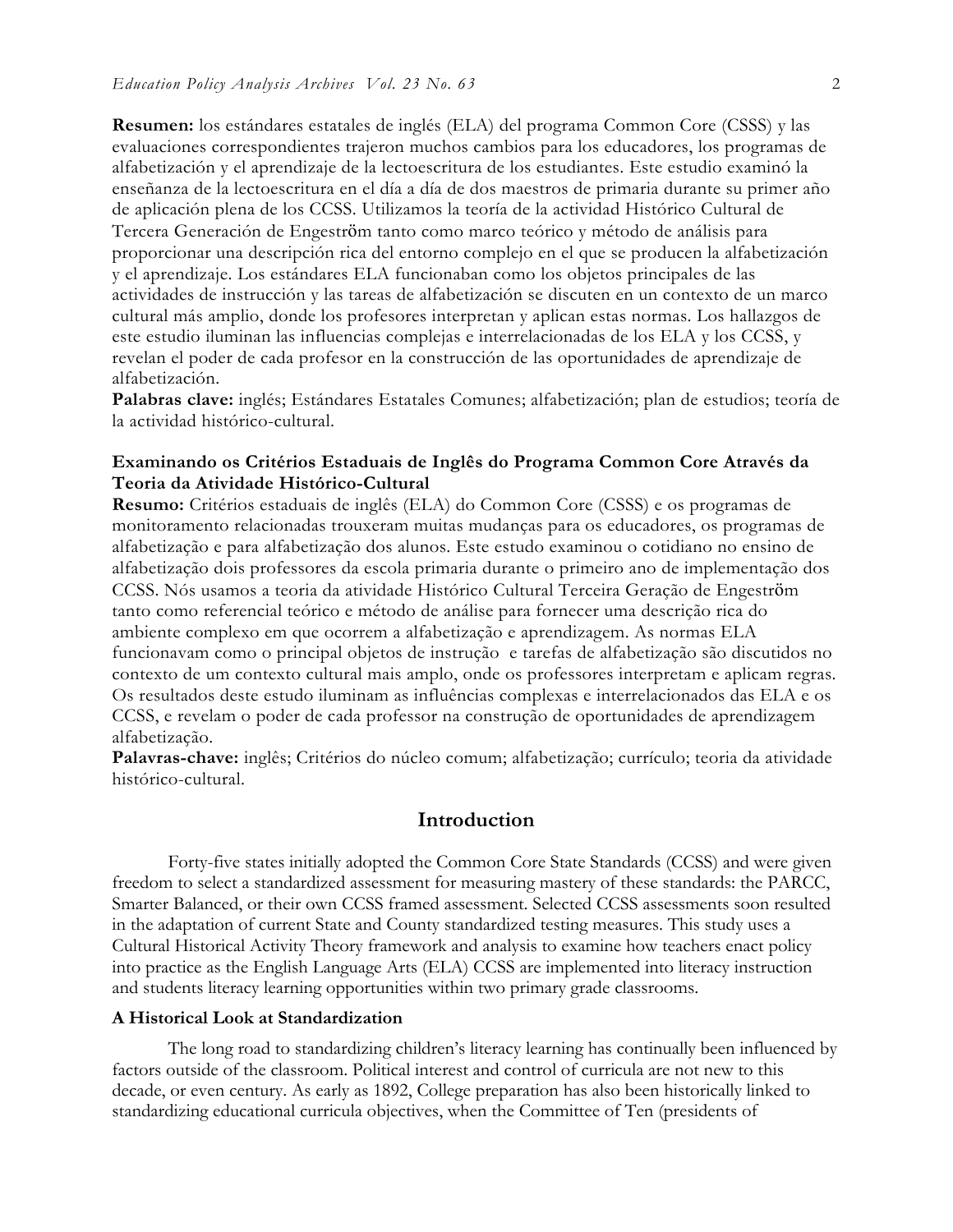**Resumen:** los estándares estatales de inglés (ELA) del programa Common Core (CSSS) y las evaluaciones correspondientes trajeron muchos cambios para los educadores, los programas de alfabetización y el aprendizaje de la lectoescritura de los estudiantes. Este estudio examinó la enseñanza de la lectoescritura en el día a día de dos maestros de primaria durante su primer año de aplicación plena de los CCSS. Utilizamos la teoría de la actividad Histórico Cultural de Tercera Generación de Engeström tanto como marco teórico y método de análisis para proporcionar una descripción rica del entorno complejo en el que se producen la alfabetización y el aprendizaje. Los estándares ELA funcionaban como los objetos principales de las actividades de instrucción y las tareas de alfabetización se discuten en un contexto de un marco cultural más amplio, donde los profesores interpretan y aplican estas normas. Los hallazgos de este estudio iluminan las influencias complejas e interrelacionadas de los ELA y los CCSS, y revelan el poder de cada profesor en la construcción de las oportunidades de aprendizaje de alfabetización.

**Palabras clave:** inglés; Estándares Estatales Comunes; alfabetización; plan de estudios; teoría de la actividad histórico-cultural.

**Examinando os Critérios Estaduais de Inglês do Programa Common Core Através da Teoria da Atividade Histórico-Cultural**

**Resumo:** Critérios estaduais de inglês (ELA) do Common Core (CSSS) e os programas de monitoramento relacionadas trouxeram muitas mudanças para os educadores, os programas de alfabetização e para alfabetização dos alunos. Este estudo examinou o cotidiano no ensino de alfabetização dois professores da escola primaria durante o primeiro ano de implementação dos CCSS. Nós usamos a teoria da atividade Histórico Cultural Terceira Geração de Engeström tanto como referencial teórico e método de análise para fornecer uma descrição rica do ambiente complexo em que ocorrem a alfabetização e aprendizagem. As normas ELA funcionavam como o principal objetos de instrução e tarefas de alfabetização são discutidos no contexto de um contexto cultural mais amplo, onde os professores interpretam e aplicam regras. Os resultados deste estudo iluminam as influências complexas e interrelacionados das ELA e os CCSS, e revelam o poder de cada professor na construção de oportunidades de aprendizagem alfabetização.

**Palavras-chave:** inglês; Critérios do núcleo comum; alfabetização; currículo; teoria da atividade histórico-cultural.

## Introduction

Forty-five states initially adopted the Common Core State Standards (CCSS) and were given freedom to select a standardized assessment for measuring mastery of these standards: the PARCC, Smarter Balanced, or their own CCSS framed assessment. Selected CCSS assessments soon resulted in the adaptation of current State and County standardized testing measures. This study uses a Cultural Historical Activity Theory framework and analysis to examine how teachers enact policy into practice as the English Language Arts (ELA) CCSS are implemented into literacy instruction and students literacy learning opportunities within two primary grade classrooms.

### A Historical Look at Standardization

The long road to standardizing children's literacy learning has continually been influenced by factors outside of the classroom. Political interest and control of curricula are not new to this decade, or even century. As early as 1892, College preparation has also been historically linked to standardizing educational curricula objectives, when the Committee of Ten (presidents of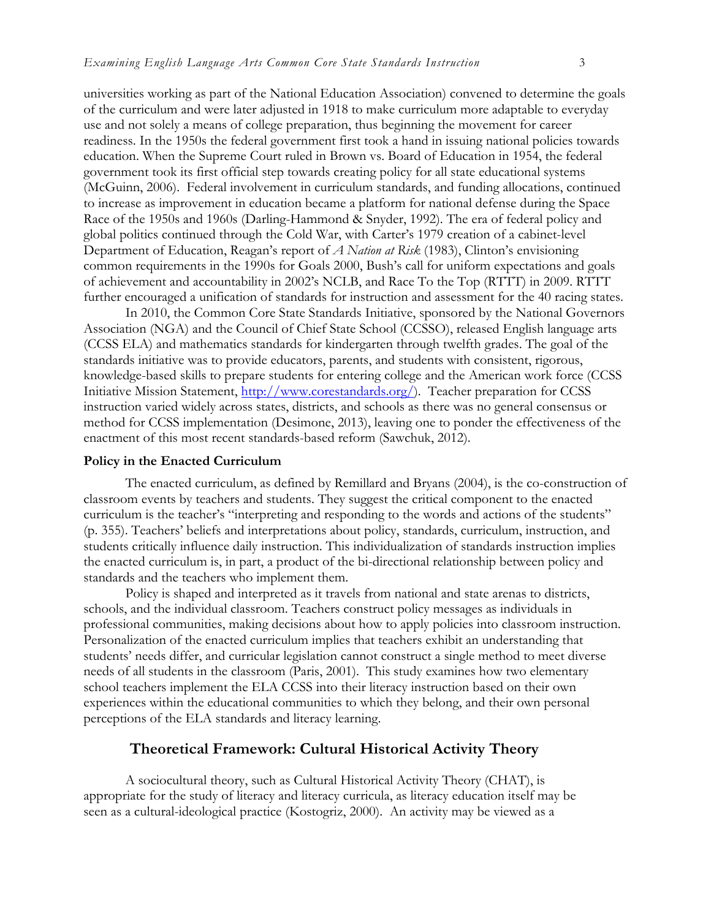universities working as part of the National Education Association) convened to determine the goals of the curriculum and were later adjusted in 1918 to make curriculum more adaptable to everyday use and not solely a means of college preparation, thus beginning the movement for career readiness. In the 1950s the federal government first took a hand in issuing national policies towards education. When the Supreme Court ruled in Brown vs. Board of Education in 1954, the federal government took its first official step towards creating policy for all state educational systems (McGuinn, 2006). Federal involvement in curriculum standards, and funding allocations, continued to increase as improvement in education became a platform for national defense during the Space Race of the 1950s and 1960s (Darling-Hammond & Snyder, 1992). The era of federal policy and global politics continued through the Cold War, with Carter's 1979 creation of a cabinet-level Department of Education, Reagan's report of *A Nation at Risk* (1983), Clinton's envisioning common requirements in the 1990s for Goals 2000, Bush's call for uniform expectations and goals of achievement and accountability in 2002's NCLB, and Race To the Top (RTTT) in 2009. RTTT further encouraged a unification of standards for instruction and assessment for the 40 racing states.

In 2010, the Common Core State Standards Initiative, sponsored by the National Governors Association (NGA) and the Council of Chief State School (CCSSO), released English language arts (CCSS ELA) and mathematics standards for kindergarten through twelfth grades. The goal of the standards initiative was to provide educators, parents, and students with consistent, rigorous, knowledge-based skills to prepare students for entering college and the American work force (CCSS Initiative Mission Statement, http://www.corestandards.org/). Teacher preparation for CCSS instruction varied widely across states, districts, and schools as there was no general consensus or method for CCSS implementation (Desimone, 2013), leaving one to ponder the effectiveness of the enactment of this most recent standards-based reform (Sawchuk, 2012).

### Policy in the Enacted Curriculum

The enacted curriculum, as defined by Remillard and Bryans (2004), is the co-construction of classroom events by teachers and students. They suggest the critical component to the enacted curriculum is the teacher's "interpreting and responding to the words and actions of the students" (p. 355). Teachers' beliefs and interpretations about policy, standards, curriculum, instruction, and students critically influence daily instruction. This individualization of standards instruction implies the enacted curriculum is, in part, a product of the bi-directional relationship between policy and standards and the teachers who implement them.

Policy is shaped and interpreted as it travels from national and state arenas to districts, schools, and the individual classroom. Teachers construct policy messages as individuals in professional communities, making decisions about how to apply policies into classroom instruction. Personalization of the enacted curriculum implies that teachers exhibit an understanding that students' needs differ, and curricular legislation cannot construct a single method to meet diverse needs of all students in the classroom (Paris, 2001). This study examines how two elementary school teachers implement the ELA CCSS into their literacy instruction based on their own experiences within the educational communities to which they belong, and their own personal perceptions of the ELA standards and literacy learning.

## Theoretical Framework: Cultural Historical Activity Theory

A sociocultural theory, such as Cultural Historical Activity Theory (CHAT), is appropriate for the study of literacy and literacy curricula, as literacy education itself may be seen as a cultural-ideological practice (Kostogriz, 2000). An activity may be viewed as a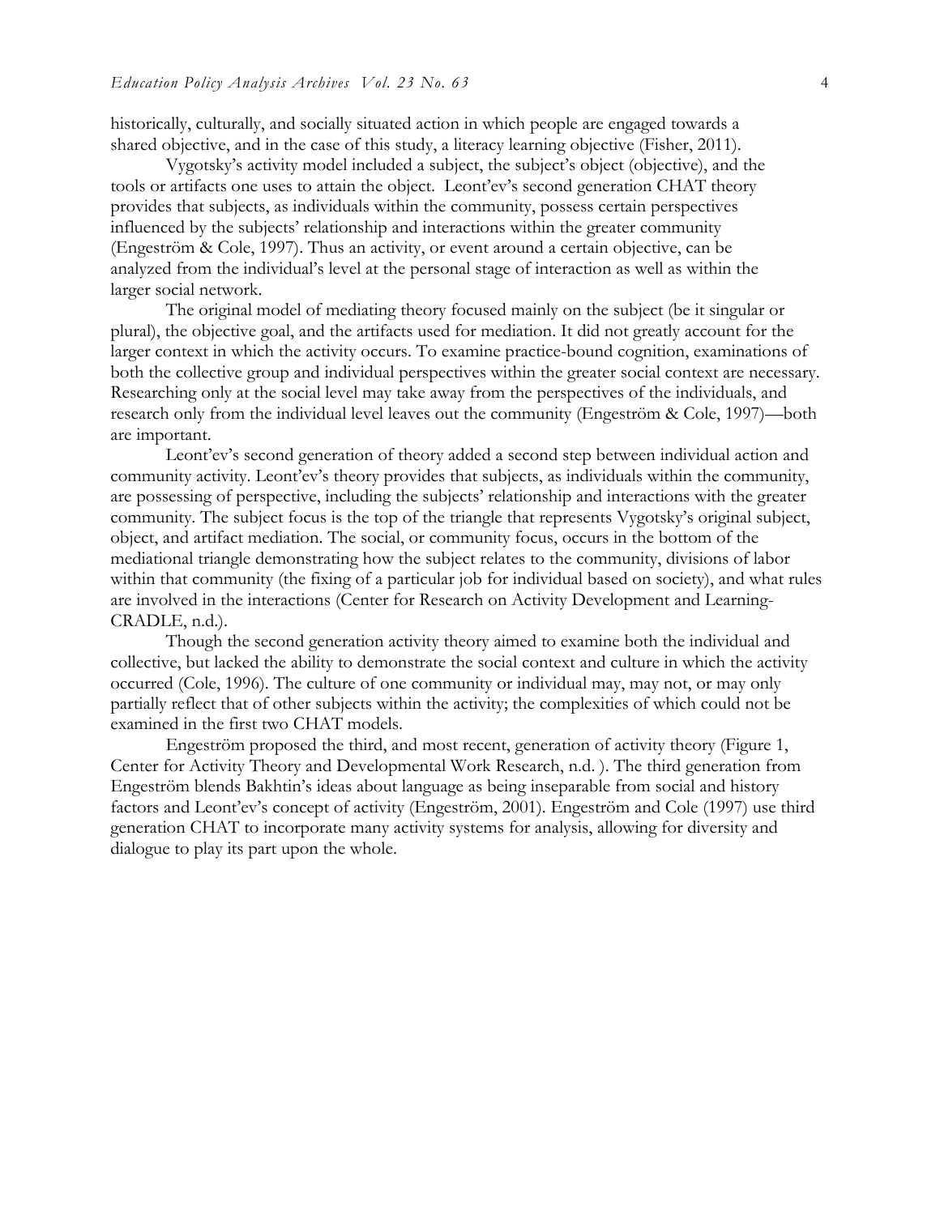historically, culturally, and socially situated action in which people are engaged towards a shared objective, and in the case of this study, a literacy learning objective (Fisher, 2011).

Vygotsky's activity model included a subject, the subject's object (objective), and the tools or artifacts one uses to attain the object. Leont'ev's second generation CHAT theory provides that subjects, as individuals within the community, possess certain perspectives influenced by the subjects' relationship and interactions within the greater community (Engeström & Cole, 1997). Thus an activity, or event around a certain objective, can be analyzed from the individual's level at the personal stage of interaction as well as within the larger social network.

The original model of mediating theory focused mainly on the subject (be it singular or plural), the objective goal, and the artifacts used for mediation. It did not greatly account for the larger context in which the activity occurs. To examine practice-bound cognition, examinations of both the collective group and individual perspectives within the greater social context are necessary. Researching only at the social level may take away from the perspectives of the individuals, and research only from the individual level leaves out the community (Engeström & Cole, 1997)—both are important.

Leont'ev's second generation of theory added a second step between individual action and community activity. Leont'ev's theory provides that subjects, as individuals within the community, are possessing of perspective, including the subjects' relationship and interactions with the greater community. The subject focus is the top of the triangle that represents Vygotsky's original subject, object, and artifact mediation. The social, or community focus, occurs in the bottom of the mediational triangle demonstrating how the subject relates to the community, divisions of labor within that community (the fixing of a particular job for individual based on society), and what rules are involved in the interactions (Center for Research on Activity Development and Learning-CRADLE, n.d.).

Though the second generation activity theory aimed to examine both the individual and collective, but lacked the ability to demonstrate the social context and culture in which the activity occurred (Cole, 1996). The culture of one community or individual may, may not, or may only partially reflect that of other subjects within the activity; the complexities of which could not be examined in the first two CHAT models.

Engeström proposed the third, and most recent, generation of activity theory (Figure 1, Center for Activity Theory and Developmental Work Research, n.d. ). The third generation from Engeström blends Bakhtin's ideas about language as being inseparable from social and history factors and Leont'ev's concept of activity (Engeström, 2001). Engeström and Cole (1997) use third generation CHAT to incorporate many activity systems for analysis, allowing for diversity and dialogue to play its part upon the whole.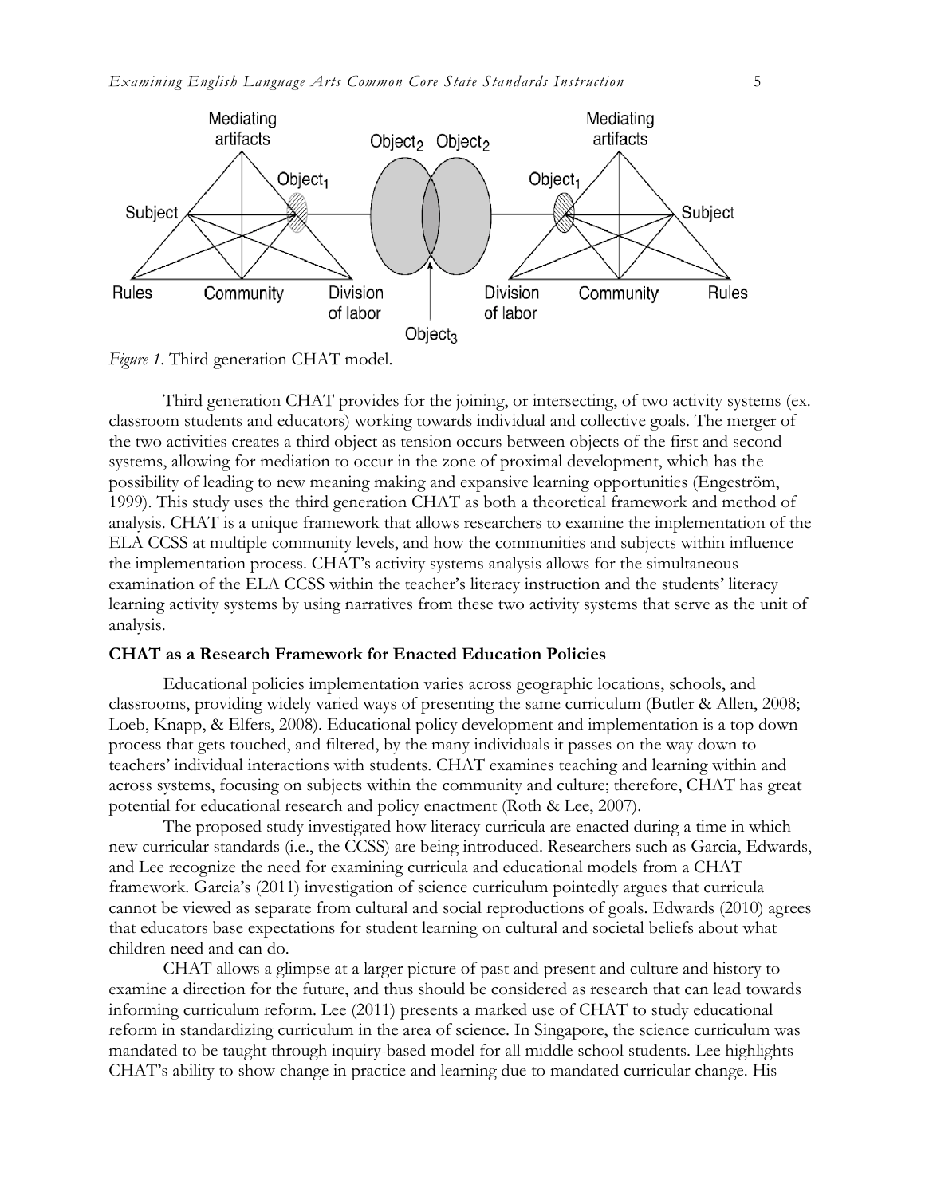*Figure 1*. Third generation CHAT model.

Third generation CHAT provides for the joining, or intersecting, of two activity systems (ex. classroom students and educators) working towards individual and collective goals. The merger of the two activities creates a third object as tension occurs between objects of the first and second systems, allowing for mediation to occur in the zone of proximal development, which has the possibility of leading to new meaning making and expansive learning opportunities (Engeström, 1999). This study uses the third generation CHAT as both a theoretical framework and method of analysis. CHAT is a unique framework that allows researchers to examine the implementation of the ELA CCSS at multiple community levels, and how the communities and subjects within influence the implementation process. CHAT's activity systems analysis allows for the simultaneous examination of the ELA CCSS within the teacher's literacy instruction and the students' literacy learning activity systems by using narratives from these two activity systems that serve as the unit of analysis.

**CHAT as a Research Framework for Enacted Education Policies**

Educational policies implementation varies across geographic locations, schools, and classrooms, providing widely varied ways of presenting the same curriculum (Butler & Allen, 2008; Loeb, Knapp, & Elfers, 2008). Educational policy development and implementation is a top down process that gets touched, and filtered, by the many individuals it passes on the way down to teachers' individual interactions with students. CHAT examines teaching and learning within and across systems, focusing on subjects within the community and culture; therefore, CHAT has great potential for educational research and policy enactment (Roth & Lee, 2007).

The proposed study investigated how literacy curricula are enacted during a time in which new curricular standards (i.e., the CCSS) are being introduced. Researchers such as Garcia, Edwards, and Lee recognize the need for examining curricula and educational models from a CHAT framework. Garcia's (2011) investigation of science curriculum pointedly argues that curricula cannot be viewed as separate from cultural and social reproductions of goals. Edwards (2010) agrees that educators base expectations for student learning on cultural and societal beliefs about what children need and can do.

CHAT allows a glimpse at a larger picture of past and present and culture and history to examine a direction for the future, and thus should be considered as research that can lead towards informing curriculum reform. Lee (2011) presents a marked use of CHAT to study educational reform in standardizing curriculum in the area of science. In Singapore, the science curriculum was mandated to be taught through inquiry-based model for all middle school students. Lee highlights CHAT's ability to show change in practice and learning due to mandated curricular change. His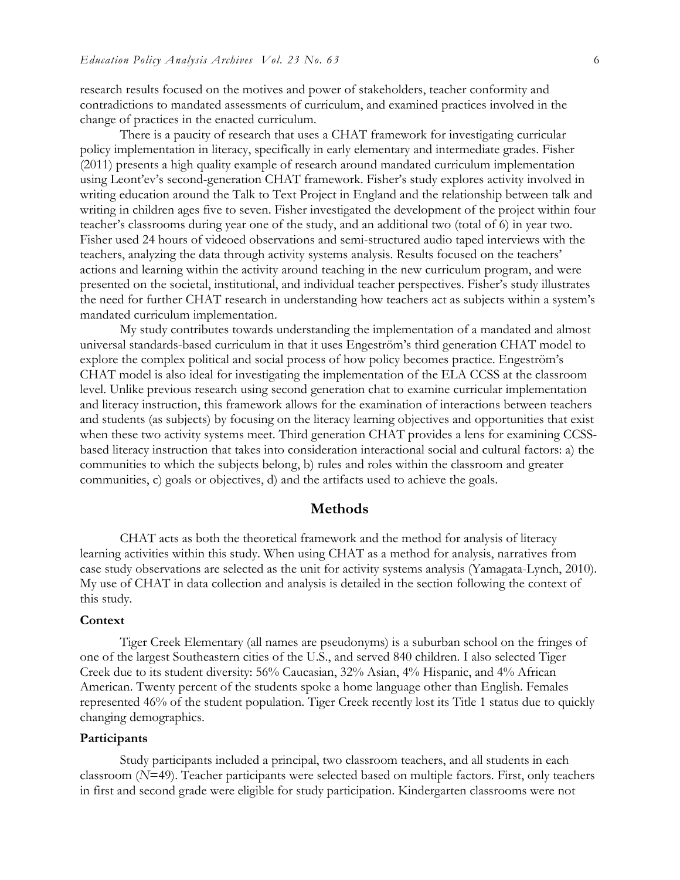research results focused on the motives and power of stakeholders, teacher conformity and contradictions to mandated assessments of curriculum, and examined practices involved in the change of practices in the enacted curriculum.

There is a paucity of research that uses a CHAT framework for investigating curricular policy implementation in literacy, specifically in early elementary and intermediate grades. Fisher (2011) presents a high quality example of research around mandated curriculum implementation using Leont'ev's second-generation CHAT framework. Fisher's study explores activity involved in writing education around the Talk to Text Project in England and the relationship between talk and writing in children ages five to seven. Fisher investigated the development of the project within four teacher's classrooms during year one of the study, and an additional two (total of 6) in year two. Fisher used 24 hours of videoed observations and semi-structured audio taped interviews with the teachers, analyzing the data through activity systems analysis. Results focused on the teachers' actions and learning within the activity around teaching in the new curriculum program, and were presented on the societal, institutional, and individual teacher perspectives. Fisher's study illustrates the need for further CHAT research in understanding how teachers act as subjects within a system's mandated curriculum implementation.

My study contributes towards understanding the implementation of a mandated and almost universal standards-based curriculum in that it uses Engeström's third generation CHAT model to explore the complex political and social process of how policy becomes practice. Engeström's CHAT model is also ideal for investigating the implementation of the ELA CCSS at the classroom level. Unlike previous research using second generation chat to examine curricular implementation and literacy instruction, this framework allows for the examination of interactions between teachers and students (as subjects) by focusing on the literacy learning objectives and opportunities that exist when these two activity systems meet. Third generation CHAT provides a lens for examining CCSS-based literacy instruction that takes into consideration interactional social and cultural factors: a) the communities to which the subjects belong, b) rules and roles within the classroom and greater communities, c) goals or objectives, d) and the artifacts used to achieve the goals.

## Methods

CHAT acts as both the theoretical framework and the method for analysis of literacy learning activities within this study. When using CHAT as a method for analysis, narratives from case study observations are selected as the unit for activity systems analysis (Yamagata-Lynch, 2010). My use of CHAT in data collection and analysis is detailed in the section following the context of this study.

### Context

Tiger Creek Elementary (all names are pseudonyms) is a suburban school on the fringes of one of the largest Southeastern cities of the U.S., and served 840 children. I also selected Tiger Creek due to its student diversity: 56% Caucasian, 32% Asian, 4% Hispanic, and 4% African American. Twenty percent of the students spoke a home language other than English. Females represented 46% of the student population. Tiger Creek recently lost its Title 1 status due to quickly changing demographics.

### Participants

Study participants included a principal, two classroom teachers, and all students in each classroom ($N$=49). Teacher participants were selected based on multiple factors. First, only teachers in first and second grade were eligible for study participation. Kindergarten classrooms were not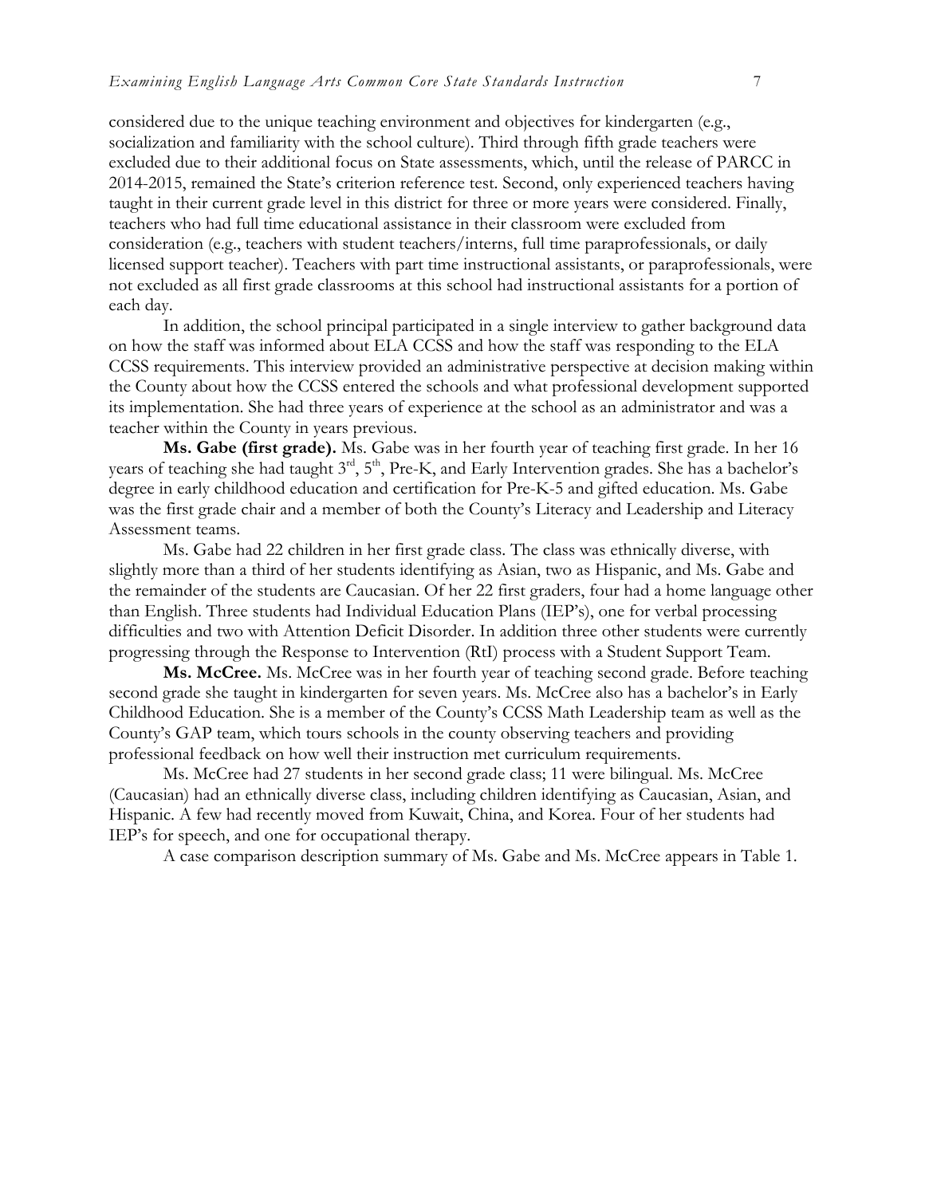considered due to the unique teaching environment and objectives for kindergarten (e.g., socialization and familiarity with the school culture). Third through fifth grade teachers were excluded due to their additional focus on State assessments, which, until the release of PARCC in 2014-2015, remained the State's criterion reference test. Second, only experienced teachers having taught in their current grade level in this district for three or more years were considered. Finally, teachers who had full time educational assistance in their classroom were excluded from consideration (e.g., teachers with student teachers/interns, full time paraprofessionals, or daily licensed support teacher). Teachers with part time instructional assistants, or paraprofessionals, were not excluded as all first grade classrooms at this school had instructional assistants for a portion of each day.

In addition, the school principal participated in a single interview to gather background data on how the staff was informed about ELA CCSS and how the staff was responding to the ELA CCSS requirements. This interview provided an administrative perspective at decision making within the County about how the CCSS entered the schools and what professional development supported its implementation. She had three years of experience at the school as an administrator and was a teacher within the County in years previous.

**Ms. Gabe (first grade).** Ms. Gabe was in her fourth year of teaching first grade. In her 16 years of teaching she had taught 3rd, 5th, Pre-K, and Early Intervention grades. She has a bachelor's degree in early childhood education and certification for Pre-K-5 and gifted education. Ms. Gabe was the first grade chair and a member of both the County's Literacy and Leadership and Literacy Assessment teams.

Ms. Gabe had 22 children in her first grade class. The class was ethnically diverse, with slightly more than a third of her students identifying as Asian, two as Hispanic, and Ms. Gabe and the remainder of the students are Caucasian. Of her 22 first graders, four had a home language other than English. Three students had Individual Education Plans (IEP's), one for verbal processing difficulties and two with Attention Deficit Disorder. In addition three other students were currently progressing through the Response to Intervention (RtI) process with a Student Support Team.

**Ms. McCree.** Ms. McCree was in her fourth year of teaching second grade. Before teaching second grade she taught in kindergarten for seven years. Ms. McCree also has a bachelor's in Early Childhood Education. She is a member of the County's CCSS Math Leadership team as well as the County's GAP team, which tours schools in the county observing teachers and providing professional feedback on how well their instruction met curriculum requirements.

Ms. McCree had 27 students in her second grade class; 11 were bilingual. Ms. McCree (Caucasian) had an ethnically diverse class, including children identifying as Caucasian, Asian, and Hispanic. A few had recently moved from Kuwait, China, and Korea. Four of her students had IEP's for speech, and one for occupational therapy.

A case comparison description summary of Ms. Gabe and Ms. McCree appears in Table 1.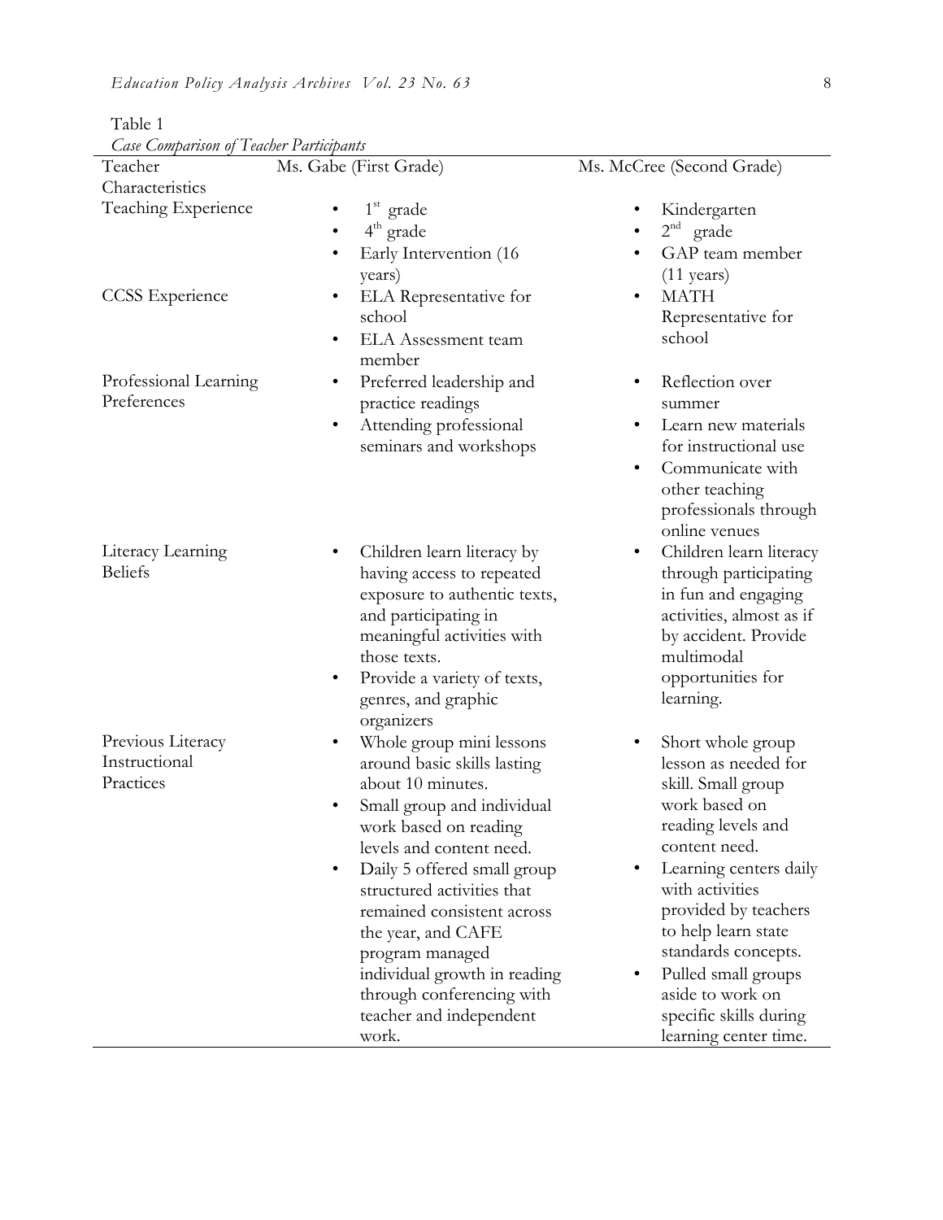Table 1

*Case Comparison of Teacher Participants*

| Teacher Characteristics | Ms. Gabe (First Grade) | Ms. McCree (Second Grade) |
|---|---|---|
| Teaching Experience | • 1st grade<br>• 4th grade<br>• Early Intervention (16 years) | • Kindergarten<br>• 2nd grade<br>• GAP team member (11 years) |
| CCSS Experience | • ELA Representative for school<br>• ELA Assessment team member | • MATH Representative for school |
| Professional Learning Preferences | • Preferred leadership and practice readings<br>• Attending professional seminars and workshops | • Reflection over summer<br>• Learn new materials for instructional use<br>• Communicate with other teaching professionals through online venues |
| Literacy Learning Beliefs | • Children learn literacy by having access to repeated exposure to authentic texts, and participating in meaningful activities with those texts.<br>• Provide a variety of texts, genres, and graphic organizers | • Children learn literacy through participating in fun and engaging activities, almost as if by accident. Provide multimodal opportunities for learning. |
| Previous Literacy Instructional Practices | • Whole group mini lessons around basic skills lasting about 10 minutes.<br>• Small group and individual work based on reading levels and content need.<br>• Daily 5 offered small group structured activities that remained consistent across the year, and CAFE program managed individual growth in reading through conferencing with teacher and independent work. | • Short whole group lesson as needed for skill. Small group work based on reading levels and content need.<br>• Learning centers daily with activities provided by teachers to help learn state standards concepts.<br>• Pulled small groups aside to work on specific skills during learning center time. |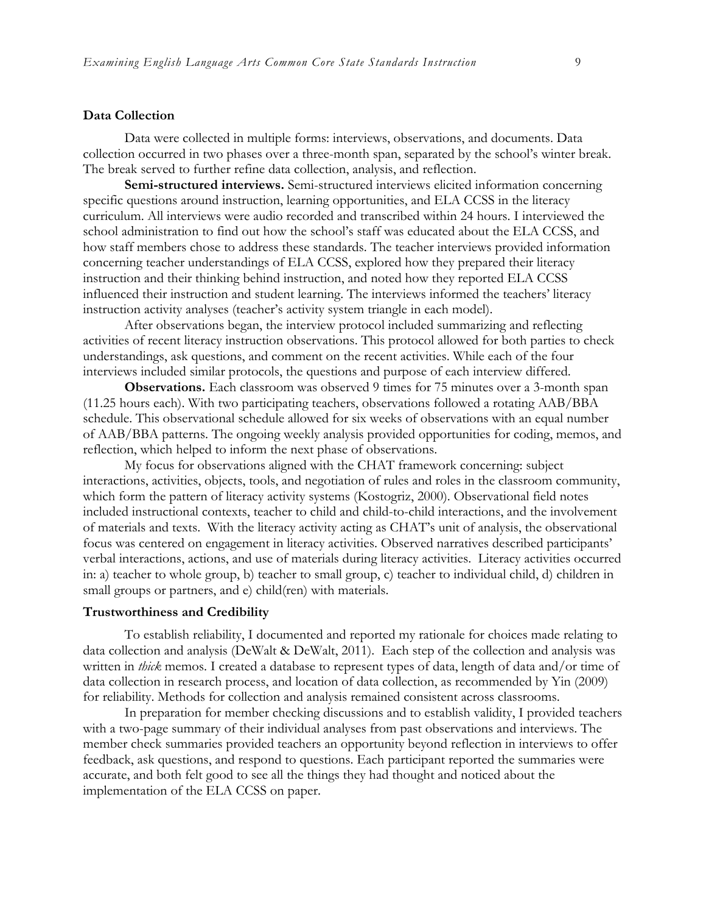## Data Collection

Data were collected in multiple forms: interviews, observations, and documents. Data collection occurred in two phases over a three-month span, separated by the school's winter break. The break served to further refine data collection, analysis, and reflection.

**Semi-structured interviews.** Semi-structured interviews elicited information concerning specific questions around instruction, learning opportunities, and ELA CCSS in the literacy curriculum. All interviews were audio recorded and transcribed within 24 hours. I interviewed the school administration to find out how the school's staff was educated about the ELA CCSS, and how staff members chose to address these standards. The teacher interviews provided information concerning teacher understandings of ELA CCSS, explored how they prepared their literacy instruction and their thinking behind instruction, and noted how they reported ELA CCSS influenced their instruction and student learning. The interviews informed the teachers' literacy instruction activity analyses (teacher's activity system triangle in each model).

After observations began, the interview protocol included summarizing and reflecting activities of recent literacy instruction observations. This protocol allowed for both parties to check understandings, ask questions, and comment on the recent activities. While each of the four interviews included similar protocols, the questions and purpose of each interview differed.

**Observations.** Each classroom was observed 9 times for 75 minutes over a 3-month span (11.25 hours each). With two participating teachers, observations followed a rotating AAB/BBA schedule. This observational schedule allowed for six weeks of observations with an equal number of AAB/BBA patterns. The ongoing weekly analysis provided opportunities for coding, memos, and reflection, which helped to inform the next phase of observations.

My focus for observations aligned with the CHAT framework concerning: subject interactions, activities, objects, tools, and negotiation of rules and roles in the classroom community, which form the pattern of literacy activity systems (Kostogriz, 2000). Observational field notes included instructional contexts, teacher to child and child-to-child interactions, and the involvement of materials and texts. With the literacy activity acting as CHAT's unit of analysis, the observational focus was centered on engagement in literacy activities. Observed narratives described participants' verbal interactions, actions, and use of materials during literacy activities. Literacy activities occurred in: a) teacher to whole group, b) teacher to small group, c) teacher to individual child, d) children in small groups or partners, and e) child(ren) with materials.

## Trustworthiness and Credibility

To establish reliability, I documented and reported my rationale for choices made relating to data collection and analysis (DeWalt & DeWalt, 2011). Each step of the collection and analysis was written in *thick* memos. I created a database to represent types of data, length of data and/or time of data collection in research process, and location of data collection, as recommended by Yin (2009) for reliability. Methods for collection and analysis remained consistent across classrooms.

In preparation for member checking discussions and to establish validity, I provided teachers with a two-page summary of their individual analyses from past observations and interviews. The member check summaries provided teachers an opportunity beyond reflection in interviews to offer feedback, ask questions, and respond to questions. Each participant reported the summaries were accurate, and both felt good to see all the things they had thought and noticed about the implementation of the ELA CCSS on paper.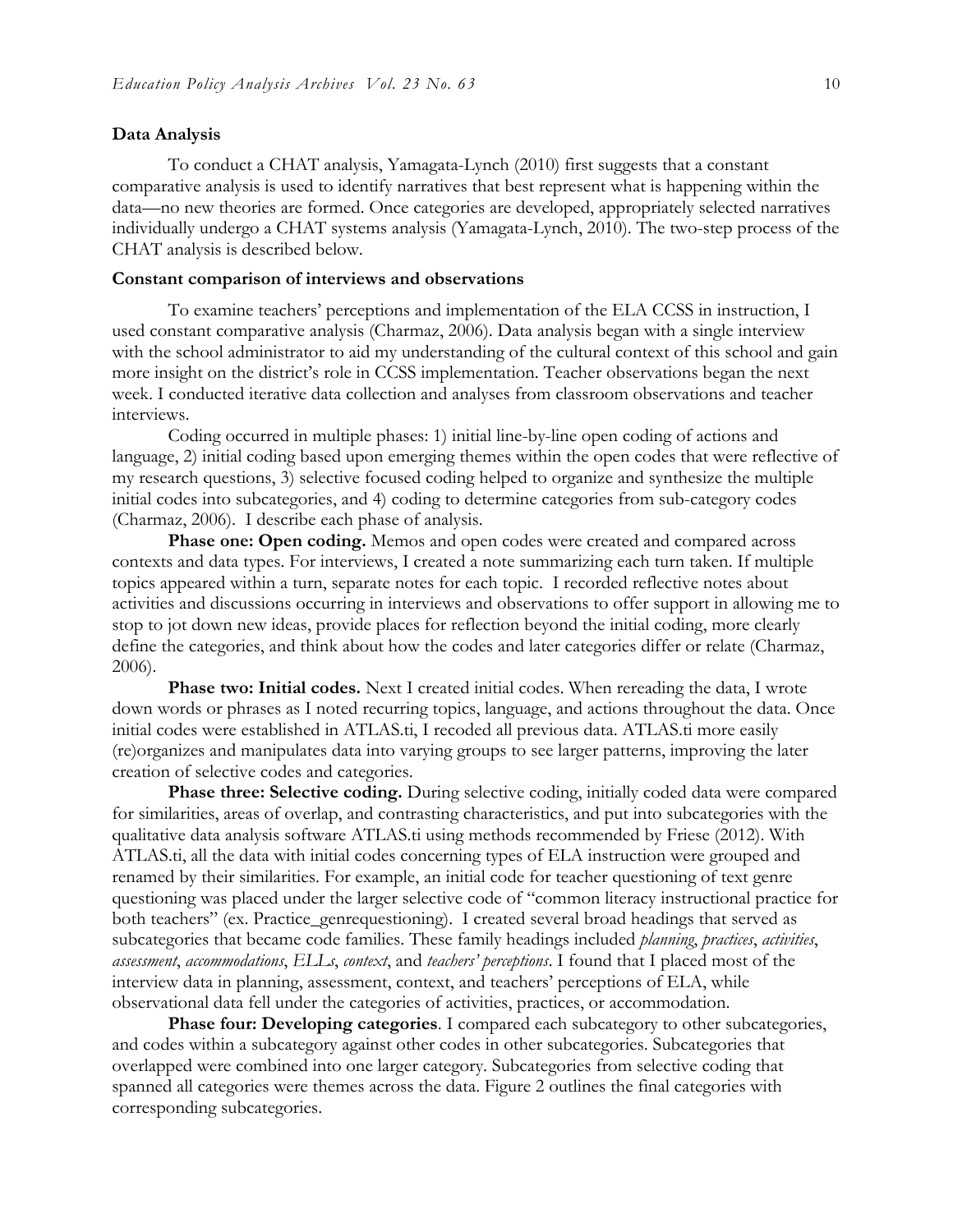### Data Analysis

To conduct a CHAT analysis, Yamagata-Lynch (2010) first suggests that a constant comparative analysis is used to identify narratives that best represent what is happening within the data—no new theories are formed. Once categories are developed, appropriately selected narratives individually undergo a CHAT systems analysis (Yamagata-Lynch, 2010). The two-step process of the CHAT analysis is described below.

### Constant comparison of interviews and observations

To examine teachers' perceptions and implementation of the ELA CCSS in instruction, I used constant comparative analysis (Charmaz, 2006). Data analysis began with a single interview with the school administrator to aid my understanding of the cultural context of this school and gain more insight on the district's role in CCSS implementation. Teacher observations began the next week. I conducted iterative data collection and analyses from classroom observations and teacher interviews.

Coding occurred in multiple phases: 1) initial line-by-line open coding of actions and language, 2) initial coding based upon emerging themes within the open codes that were reflective of my research questions, 3) selective focused coding helped to organize and synthesize the multiple initial codes into subcategories, and 4) coding to determine categories from sub-category codes (Charmaz, 2006). I describe each phase of analysis.

**Phase one: Open coding.** Memos and open codes were created and compared across contexts and data types. For interviews, I created a note summarizing each turn taken. If multiple topics appeared within a turn, separate notes for each topic. I recorded reflective notes about activities and discussions occurring in interviews and observations to offer support in allowing me to stop to jot down new ideas, provide places for reflection beyond the initial coding, more clearly define the categories, and think about how the codes and later categories differ or relate (Charmaz, 2006).

**Phase two: Initial codes.** Next I created initial codes. When rereading the data, I wrote down words or phrases as I noted recurring topics, language, and actions throughout the data. Once initial codes were established in ATLAS.ti, I recoded all previous data. ATLAS.ti more easily (re)organizes and manipulates data into varying groups to see larger patterns, improving the later creation of selective codes and categories.

**Phase three: Selective coding.** During selective coding, initially coded data were compared for similarities, areas of overlap, and contrasting characteristics, and put into subcategories with the qualitative data analysis software ATLAS.ti using methods recommended by Friese (2012). With ATLAS.ti, all the data with initial codes concerning types of ELA instruction were grouped and renamed by their similarities. For example, an initial code for teacher questioning of text genre questioning was placed under the larger selective code of "common literacy instructional practice for both teachers" (ex. Practice_genrequestioning). I created several broad headings that served as subcategories that became code families. These family headings included *planning*, *practices*, *activities*, *assessment*, *accommodations*, *ELLs*, *context*, and *teachers' perceptions*. I found that I placed most of the interview data in planning, assessment, context, and teachers' perceptions of ELA, while observational data fell under the categories of activities, practices, or accommodation.

**Phase four: Developing categories**. I compared each subcategory to other subcategories, and codes within a subcategory against other codes in other subcategories. Subcategories that overlapped were combined into one larger category. Subcategories from selective coding that spanned all categories were themes across the data. Figure 2 outlines the final categories with corresponding subcategories.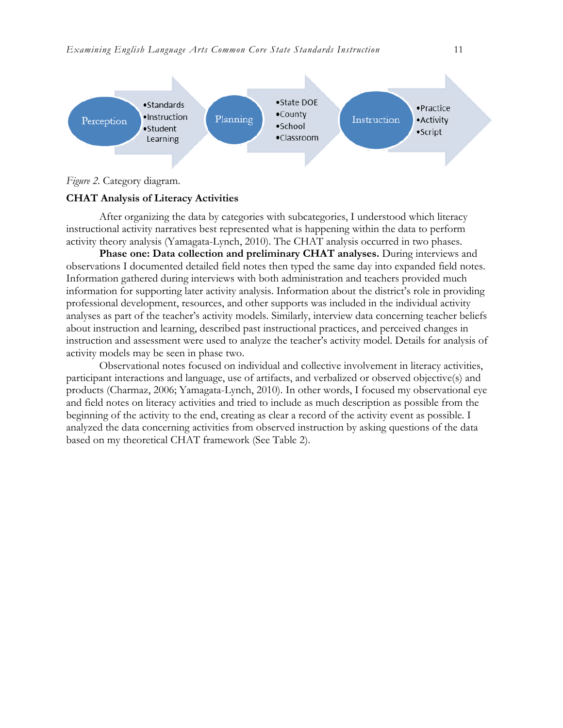Perception

- Standards
- Instruction
- Student Learning

Planning

- State DOE
- County
- School
- Classroom

Instruction

- Practice
- Activity
- Script

*Figure 2.* Category diagram.

### CHAT Analysis of Literacy Activities

After organizing the data by categories with subcategories, I understood which literacy instructional activity narratives best represented what is happening within the data to perform activity theory analysis (Yamagata-Lynch, 2010). The CHAT analysis occurred in two phases.

**Phase one: Data collection and preliminary CHAT analyses.** During interviews and observations I documented detailed field notes then typed the same day into expanded field notes. Information gathered during interviews with both administration and teachers provided much information for supporting later activity analysis. Information about the district's role in providing professional development, resources, and other supports was included in the individual activity analyses as part of the teacher's activity models. Similarly, interview data concerning teacher beliefs about instruction and learning, described past instructional practices, and perceived changes in instruction and assessment were used to analyze the teacher's activity model. Details for analysis of activity models may be seen in phase two.

Observational notes focused on individual and collective involvement in literacy activities, participant interactions and language, use of artifacts, and verbalized or observed objective(s) and products (Charmaz, 2006; Yamagata-Lynch, 2010). In other words, I focused my observational eye and field notes on literacy activities and tried to include as much description as possible from the beginning of the activity to the end, creating as clear a record of the activity event as possible. I analyzed the data concerning activities from observed instruction by asking questions of the data based on my theoretical CHAT framework (See Table 2).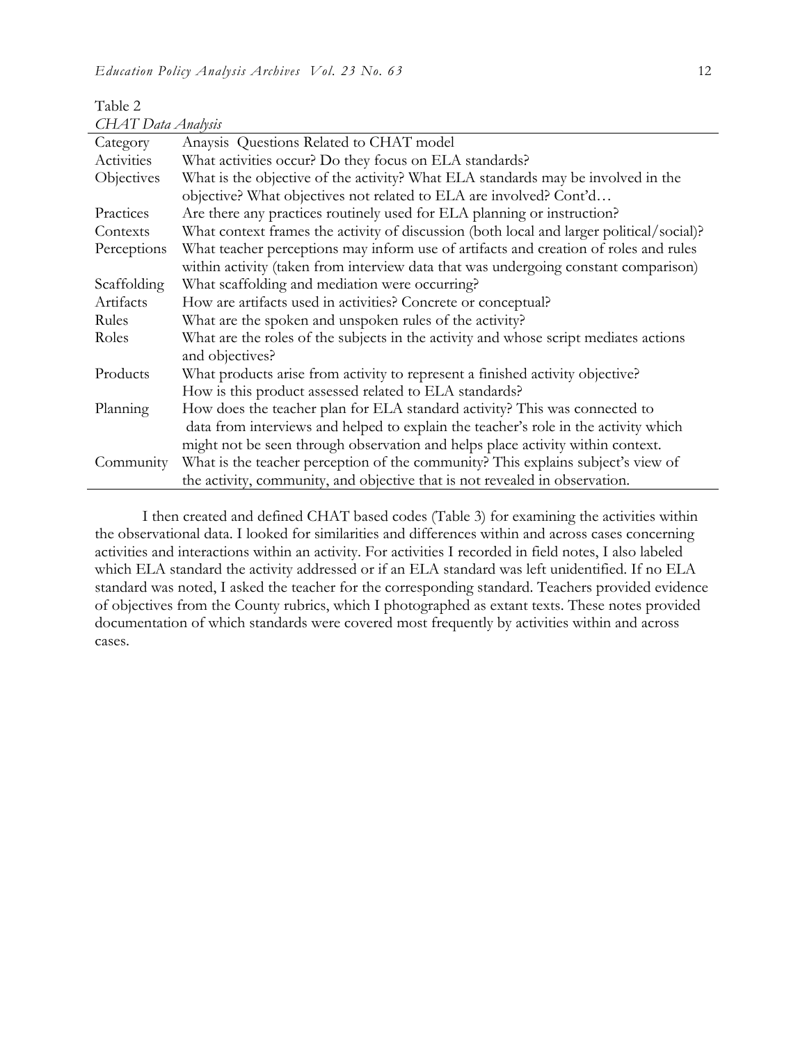Table 2

*CHAT Data Analysis*

| Category | Anaysis Questions Related to CHAT model |
|---|---|
| Activities | What activities occur? Do they focus on ELA standards? |
| Objectives | What is the objective of the activity? What ELA standards may be involved in the objective? What objectives not related to ELA are involved? Cont'd… |
| Practices | Are there any practices routinely used for ELA planning or instruction? |
| Contexts | What context frames the activity of discussion (both local and larger political/social)? |
| Perceptions | What teacher perceptions may inform use of artifacts and creation of roles and rules within activity (taken from interview data that was undergoing constant comparison) |
| Scaffolding | What scaffolding and mediation were occurring? |
| Artifacts | How are artifacts used in activities? Concrete or conceptual? |
| Rules | What are the spoken and unspoken rules of the activity? |
| Roles | What are the roles of the subjects in the activity and whose script mediates actions and objectives? |
| Products | What products arise from activity to represent a finished activity objective? How is this product assessed related to ELA standards? |
| Planning | How does the teacher plan for ELA standard activity? This was connected to data from interviews and helped to explain the teacher's role in the activity which might not be seen through observation and helps place activity within context. |
| Community | What is the teacher perception of the community? This explains subject's view of the activity, community, and objective that is not revealed in observation. |

I then created and defined CHAT based codes (Table 3) for examining the activities within the observational data. I looked for similarities and differences within and across cases concerning activities and interactions within an activity. For activities I recorded in field notes, I also labeled which ELA standard the activity addressed or if an ELA standard was left unidentified. If no ELA standard was noted, I asked the teacher for the corresponding standard. Teachers provided evidence of objectives from the County rubrics, which I photographed as extant texts. These notes provided documentation of which standards were covered most frequently by activities within and across cases.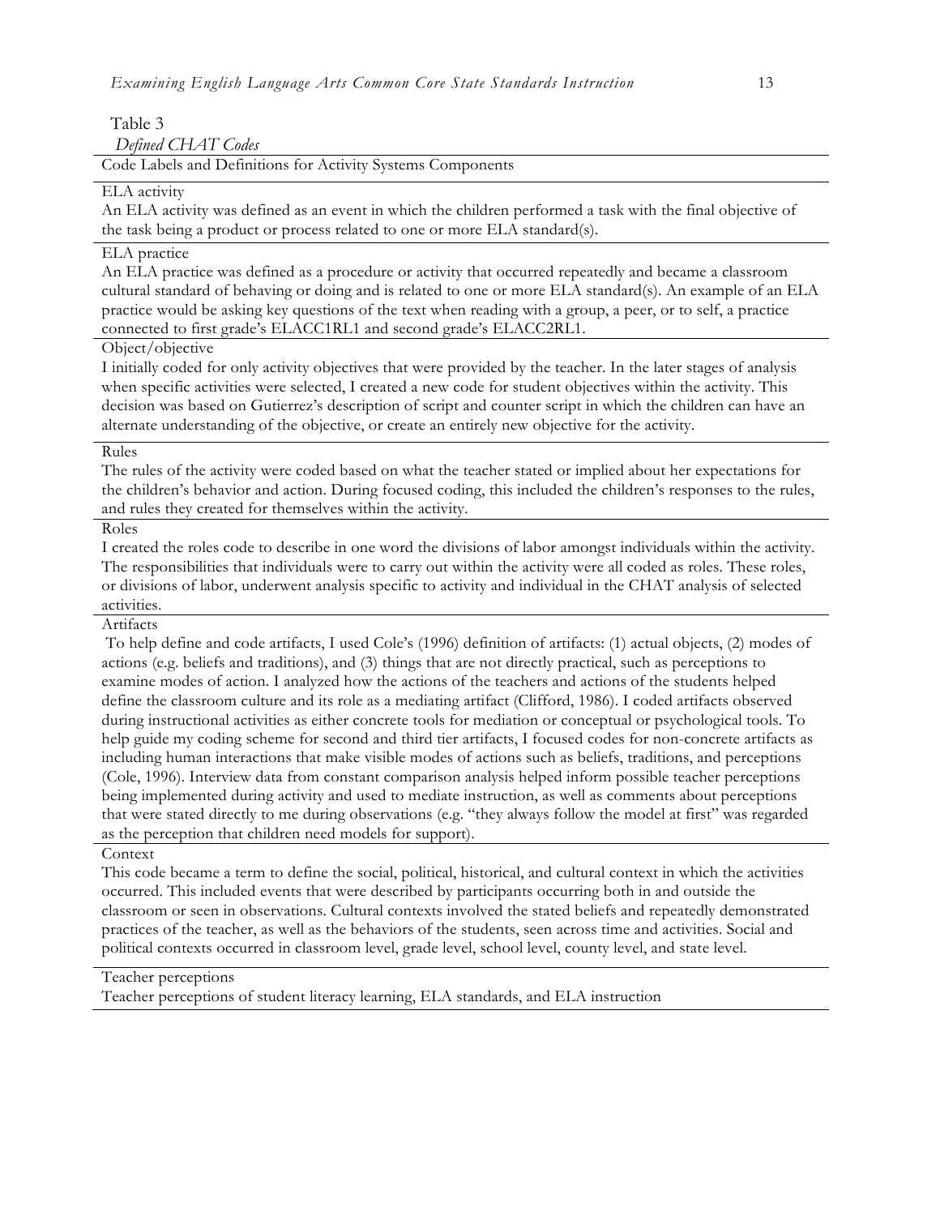Table 3

*Defined CHAT Codes*

| Code Labels and Definitions for Activity Systems Components |
|---|
| ELA activity<br>An ELA activity was defined as an event in which the children performed a task with the final objective of the task being a product or process related to one or more ELA standard(s). |
| ELA practice<br>An ELA practice was defined as a procedure or activity that occurred repeatedly and became a classroom cultural standard of behaving or doing and is related to one or more ELA standard(s). An example of an ELA practice would be asking key questions of the text when reading with a group, a peer, or to self, a practice connected to first grade's ELACC1RL1 and second grade's ELACC2RL1. |
| Object/objective<br>I initially coded for only activity objectives that were provided by the teacher. In the later stages of analysis when specific activities were selected, I created a new code for student objectives within the activity. This decision was based on Gutierrez's description of script and counter script in which the children can have an alternate understanding of the objective, or create an entirely new objective for the activity. |
| Rules<br>The rules of the activity were coded based on what the teacher stated or implied about her expectations for the children's behavior and action. During focused coding, this included the children's responses to the rules, and rules they created for themselves within the activity. |
| Roles<br>I created the roles code to describe in one word the divisions of labor amongst individuals within the activity. The responsibilities that individuals were to carry out within the activity were all coded as roles. These roles, or divisions of labor, underwent analysis specific to activity and individual in the CHAT analysis of selected activities. |
| Artifacts<br>To help define and code artifacts, I used Cole's (1996) definition of artifacts: (1) actual objects, (2) modes of actions (e.g. beliefs and traditions), and (3) things that are not directly practical, such as perceptions to examine modes of action. I analyzed how the actions of the teachers and actions of the students helped define the classroom culture and its role as a mediating artifact (Clifford, 1986). I coded artifacts observed during instructional activities as either concrete tools for mediation or conceptual or psychological tools. To help guide my coding scheme for second and third tier artifacts, I focused codes for non-concrete artifacts as including human interactions that make visible modes of actions such as beliefs, traditions, and perceptions (Cole, 1996). Interview data from constant comparison analysis helped inform possible teacher perceptions being implemented during activity and used to mediate instruction, as well as comments about perceptions that were stated directly to me during observations (e.g. "they always follow the model at first" was regarded as the perception that children need models for support). |
| Context<br>This code became a term to define the social, political, historical, and cultural context in which the activities occurred. This included events that were described by participants occurring both in and outside the classroom or seen in observations. Cultural contexts involved the stated beliefs and repeatedly demonstrated practices of the teacher, as well as the behaviors of the students, seen across time and activities. Social and political contexts occurred in classroom level, grade level, school level, county level, and state level. |
| Teacher perceptions<br>Teacher perceptions of student literacy learning, ELA standards, and ELA instruction |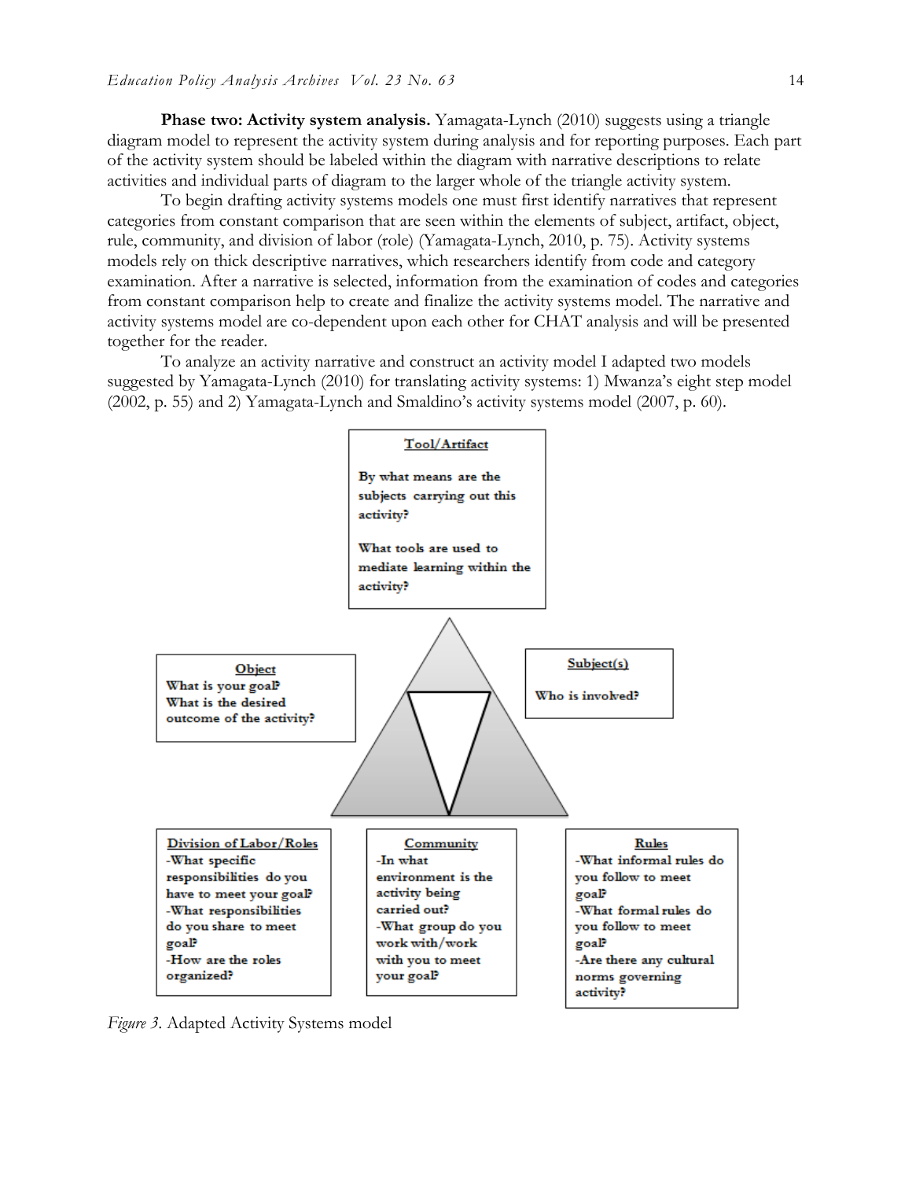**Phase two: Activity system analysis.** Yamagata-Lynch (2010) suggests using a triangle diagram model to represent the activity system during analysis and for reporting purposes. Each part of the activity system should be labeled within the diagram with narrative descriptions to relate activities and individual parts of diagram to the larger whole of the triangle activity system.

To begin drafting activity systems models one must first identify narratives that represent categories from constant comparison that are seen within the elements of subject, artifact, object, rule, community, and division of labor (role) (Yamagata-Lynch, 2010, p. 75). Activity systems models rely on thick descriptive narratives, which researchers identify from code and category examination. After a narrative is selected, information from the examination of codes and categories from constant comparison help to create and finalize the activity systems model. The narrative and activity systems model are co-dependent upon each other for CHAT analysis and will be presented together for the reader.

To analyze an activity narrative and construct an activity model I adapted two models suggested by Yamagata-Lynch (2010) for translating activity systems: 1) Mwanza's eight step model (2002, p. 55) and 2) Yamagata-Lynch and Smaldino's activity systems model (2007, p. 60).

**Tool/Artifact**
By what means are the subjects carrying out this activity?
What tools are used to mediate learning within the activity?

**Object**
What is your goal?
What is the desired outcome of the activity?

**Subject(s)**
Who is involved?

**Division of Labor/Roles**
-What specific responsibilities do you have to meet your goal?
-What responsibilities do you share to meet goal?
-How are the roles organized?

**Community**
-In what environment is the activity being carried out?
-What group do you work with/work with you to meet your goal?

**Rules**
-What informal rules do you follow to meet goal?
-What formal rules do you follow to meet goal?
-Are there any cultural norms governing activity?

*Figure 3.* Adapted Activity Systems model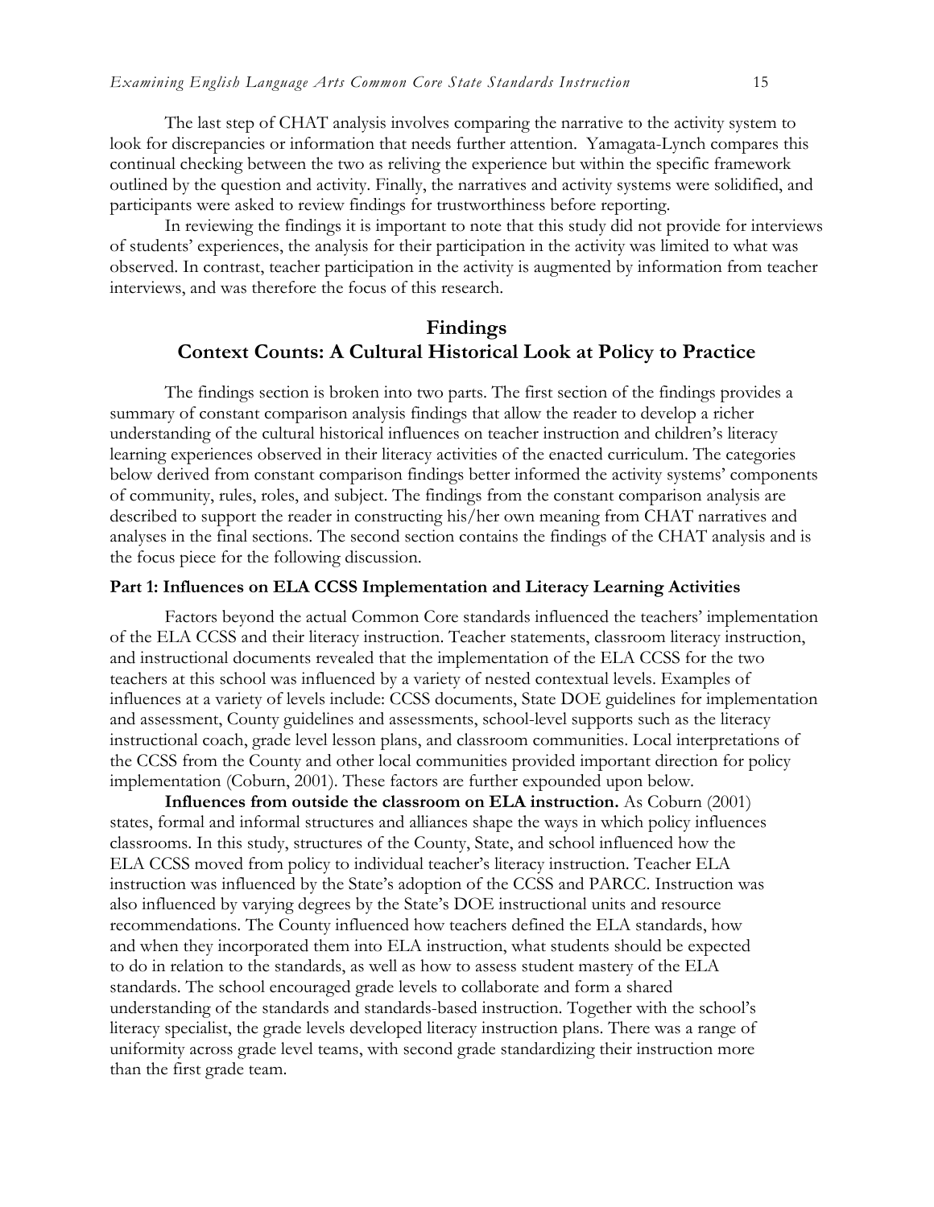The last step of CHAT analysis involves comparing the narrative to the activity system to look for discrepancies or information that needs further attention. Yamagata-Lynch compares this continual checking between the two as reliving the experience but within the specific framework outlined by the question and activity. Finally, the narratives and activity systems were solidified, and participants were asked to review findings for trustworthiness before reporting.

In reviewing the findings it is important to note that this study did not provide for interviews of students' experiences, the analysis for their participation in the activity was limited to what was observed. In contrast, teacher participation in the activity is augmented by information from teacher interviews, and was therefore the focus of this research.

## Findings
## Context Counts: A Cultural Historical Look at Policy to Practice

The findings section is broken into two parts. The first section of the findings provides a summary of constant comparison analysis findings that allow the reader to develop a richer understanding of the cultural historical influences on teacher instruction and children's literacy learning experiences observed in their literacy activities of the enacted curriculum. The categories below derived from constant comparison findings better informed the activity systems' components of community, rules, roles, and subject. The findings from the constant comparison analysis are described to support the reader in constructing his/her own meaning from CHAT narratives and analyses in the final sections. The second section contains the findings of the CHAT analysis and is the focus piece for the following discussion.

### Part 1: Influences on ELA CCSS Implementation and Literacy Learning Activities

Factors beyond the actual Common Core standards influenced the teachers' implementation of the ELA CCSS and their literacy instruction. Teacher statements, classroom literacy instruction, and instructional documents revealed that the implementation of the ELA CCSS for the two teachers at this school was influenced by a variety of nested contextual levels. Examples of influences at a variety of levels include: CCSS documents, State DOE guidelines for implementation and assessment, County guidelines and assessments, school-level supports such as the literacy instructional coach, grade level lesson plans, and classroom communities. Local interpretations of the CCSS from the County and other local communities provided important direction for policy implementation (Coburn, 2001). These factors are further expounded upon below.

**Influences from outside the classroom on ELA instruction.** As Coburn (2001) states, formal and informal structures and alliances shape the ways in which policy influences classrooms. In this study, structures of the County, State, and school influenced how the ELA CCSS moved from policy to individual teacher's literacy instruction. Teacher ELA instruction was influenced by the State's adoption of the CCSS and PARCC. Instruction was also influenced by varying degrees by the State's DOE instructional units and resource recommendations. The County influenced how teachers defined the ELA standards, how and when they incorporated them into ELA instruction, what students should be expected to do in relation to the standards, as well as how to assess student mastery of the ELA standards. The school encouraged grade levels to collaborate and form a shared understanding of the standards and standards-based instruction. Together with the school's literacy specialist, the grade levels developed literacy instruction plans. There was a range of uniformity across grade level teams, with second grade standardizing their instruction more than the first grade team.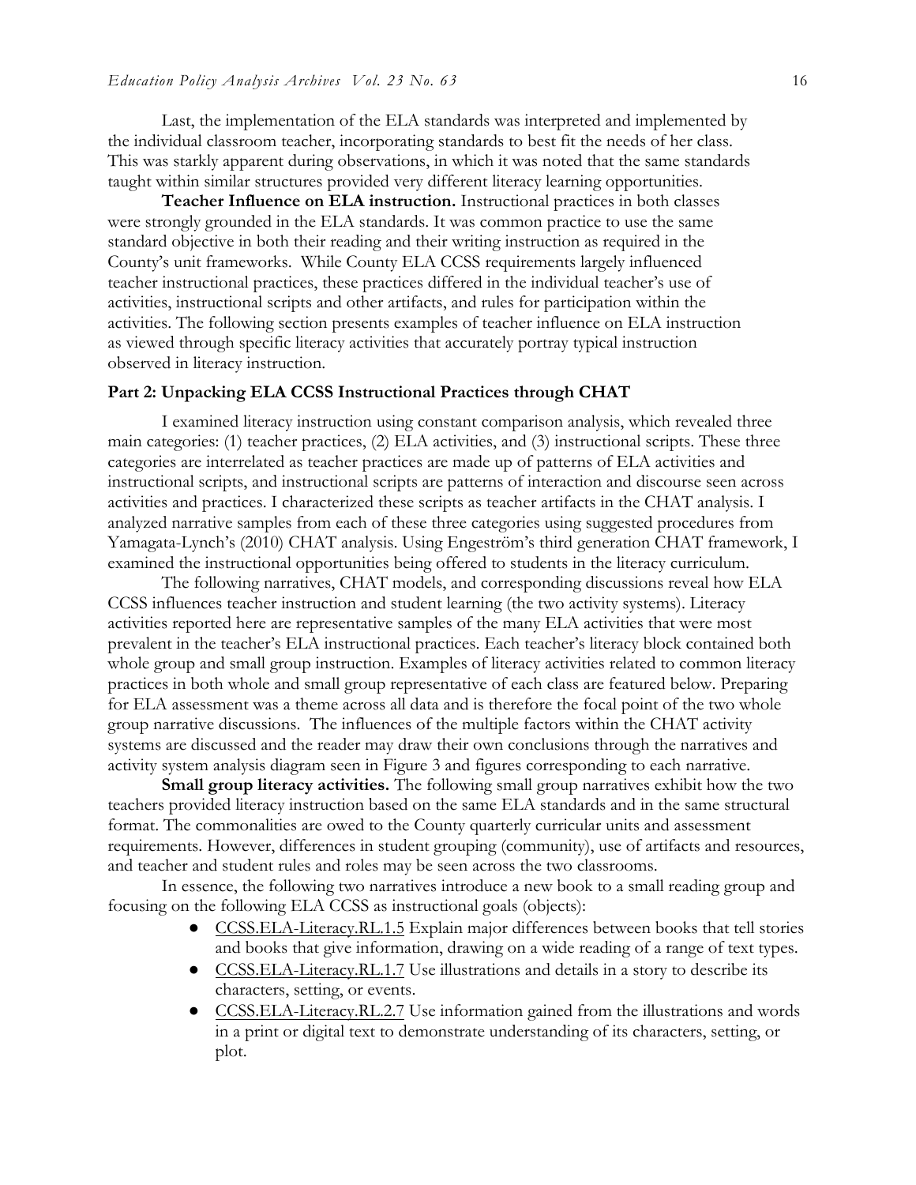Last, the implementation of the ELA standards was interpreted and implemented by the individual classroom teacher, incorporating standards to best fit the needs of her class. This was starkly apparent during observations, in which it was noted that the same standards taught within similar structures provided very different literacy learning opportunities.

**Teacher Influence on ELA instruction.** Instructional practices in both classes were strongly grounded in the ELA standards. It was common practice to use the same standard objective in both their reading and their writing instruction as required in the County's unit frameworks. While County ELA CCSS requirements largely influenced teacher instructional practices, these practices differed in the individual teacher's use of activities, instructional scripts and other artifacts, and rules for participation within the activities. The following section presents examples of teacher influence on ELA instruction as viewed through specific literacy activities that accurately portray typical instruction observed in literacy instruction.

## Part 2: Unpacking ELA CCSS Instructional Practices through CHAT

I examined literacy instruction using constant comparison analysis, which revealed three main categories: (1) teacher practices, (2) ELA activities, and (3) instructional scripts. These three categories are interrelated as teacher practices are made up of patterns of ELA activities and instructional scripts, and instructional scripts are patterns of interaction and discourse seen across activities and practices. I characterized these scripts as teacher artifacts in the CHAT analysis. I analyzed narrative samples from each of these three categories using suggested procedures from Yamagata-Lynch's (2010) CHAT analysis. Using Engeström's third generation CHAT framework, I examined the instructional opportunities being offered to students in the literacy curriculum.

The following narratives, CHAT models, and corresponding discussions reveal how ELA CCSS influences teacher instruction and student learning (the two activity systems). Literacy activities reported here are representative samples of the many ELA activities that were most prevalent in the teacher's ELA instructional practices. Each teacher's literacy block contained both whole group and small group instruction. Examples of literacy activities related to common literacy practices in both whole and small group representative of each class are featured below. Preparing for ELA assessment was a theme across all data and is therefore the focal point of the two whole group narrative discussions. The influences of the multiple factors within the CHAT activity systems are discussed and the reader may draw their own conclusions through the narratives and activity system analysis diagram seen in Figure 3 and figures corresponding to each narrative.

**Small group literacy activities.** The following small group narratives exhibit how the two teachers provided literacy instruction based on the same ELA standards and in the same structural format. The commonalities are owed to the County quarterly curricular units and assessment requirements. However, differences in student grouping (community), use of artifacts and resources, and teacher and student rules and roles may be seen across the two classrooms.

In essence, the following two narratives introduce a new book to a small reading group and focusing on the following ELA CCSS as instructional goals (objects):

- CCSS.ELA-Literacy.RL.1.5 Explain major differences between books that tell stories and books that give information, drawing on a wide reading of a range of text types.
- CCSS.ELA-Literacy.RL.1.7 Use illustrations and details in a story to describe its characters, setting, or events.
- CCSS.ELA-Literacy.RL.2.7 Use information gained from the illustrations and words in a print or digital text to demonstrate understanding of its characters, setting, or plot.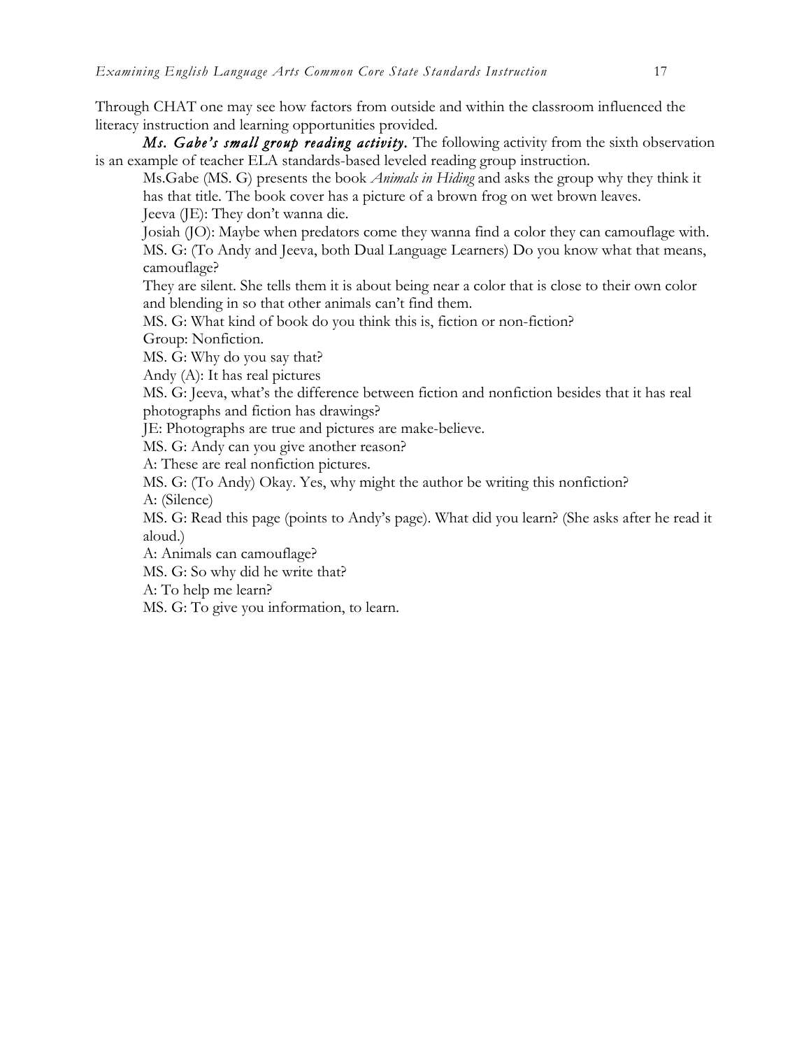Through CHAT one may see how factors from outside and within the classroom influenced the literacy instruction and learning opportunities provided.

***Ms. Gabe's small group reading activity.*** The following activity from the sixth observation is an example of teacher ELA standards-based leveled reading group instruction.

> Ms.Gabe (MS. G) presents the book *Animals in Hiding* and asks the group why they think it has that title. The book cover has a picture of a brown frog on wet brown leaves.
>
> Jeeva (JE): They don't wanna die.
>
> Josiah (JO): Maybe when predators come they wanna find a color they can camouflage with.
>
> MS. G: (To Andy and Jeeva, both Dual Language Learners) Do you know what that means, camouflage?
>
> They are silent. She tells them it is about being near a color that is close to their own color and blending in so that other animals can't find them.
>
> MS. G: What kind of book do you think this is, fiction or non-fiction?
>
> Group: Nonfiction.
>
> MS. G: Why do you say that?
>
> Andy (A): It has real pictures
>
> MS. G: Jeeva, what's the difference between fiction and nonfiction besides that it has real photographs and fiction has drawings?
>
> JE: Photographs are true and pictures are make-believe.
>
> MS. G: Andy can you give another reason?
>
> A: These are real nonfiction pictures.
>
> MS. G: (To Andy) Okay. Yes, why might the author be writing this nonfiction?
>
> A: (Silence)
>
> MS. G: Read this page (points to Andy's page). What did you learn? (She asks after he read it aloud.)
>
> A: Animals can camouflage?
>
> MS. G: So why did he write that?
>
> A: To help me learn?
>
> MS. G: To give you information, to learn.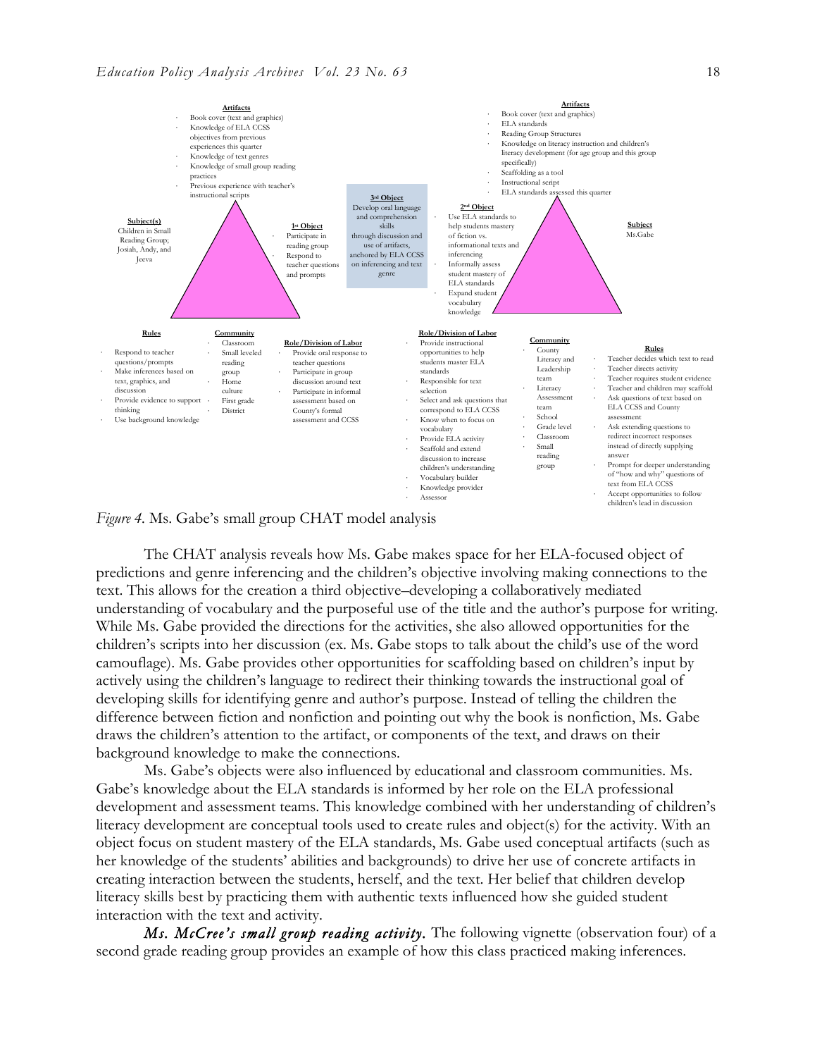**Artifacts**

- Book cover (text and graphics)
- Knowledge of ELA CCSS objectives from previous experiences this quarter
- Knowledge of text genres
- Knowledge of small group reading practices
- Previous experience with teacher's instructional scripts

**Subject(s)**
Children in Small Reading Group; Josiah, Andy, and Jeeva

**1st Object**

- Participate in reading group
- Respond to teacher questions and prompts

**Rules**

- Respond to teacher questions/prompts
- Make inferences based on text, graphics, and discussion
- Provide evidence to support thinking
- Use background knowledge

**Community**

- Classroom
- Small leveled reading group
- Home culture
- First grade
- District

**Role/Division of Labor**

- Provide oral response to teacher questions
- Participate in group discussion around text
- Participate in informal assessment based on County's formal assessment and CCSS

**3rd Object**
Develop oral language and comprehension skills through discussion and use of artifacts, anchored by ELA CCSS on inferencing and text genre

**Artifacts**

- Book cover (text and graphics)
- ELA standards
- Reading Group Structures
- Knowledge on literacy instruction and children's literacy development (for age group and this group specifically)
- Scaffolding as a tool
- Instructional script
- ELA standards assessed this quarter

**2nd Object**

- Use ELA standards to help students mastery of fiction vs. informational texts and inferencing
- Informally assess student mastery of ELA standards
- Expand student vocabulary knowledge

**Subject**
Ms.Gabe

**Role/Division of Labor**

- Provide instructional opportunities to help students master ELA standards
- Responsible for text selection
- Select and ask questions that correspond to ELA CCSS
- Know when to focus on vocabulary
- Provide ELA activity
- Scaffold and extend discussion to increase children's understanding
- Vocabulary builder
- Knowledge provider
- Assessor

**Community**

- County Literacy and Leadership team
- Literacy Assessment team
- School
- Grade level
- Classroom
- Small reading group

**Rules**

- Teacher decides which text to read
- Teacher directs activity
- Teacher requires student evidence
- Teacher and children may scaffold
- Ask questions of text based on ELA CCSS and County assessment
- Ask extending questions to redirect incorrect responses instead of directly supplying answer
- Prompt for deeper understanding of "how and why" questions of text from ELA CCSS
- Accept opportunities to follow children's lead in discussion

*Figure 4.* Ms. Gabe's small group CHAT model analysis

The CHAT analysis reveals how Ms. Gabe makes space for her ELA-focused object of predictions and genre inferencing and the children's objective involving making connections to the text. This allows for the creation a third objective–developing a collaboratively mediated understanding of vocabulary and the purposeful use of the title and the author's purpose for writing. While Ms. Gabe provided the directions for the activities, she also allowed opportunities for the children's scripts into her discussion (ex. Ms. Gabe stops to talk about the child's use of the word camouflage). Ms. Gabe provides other opportunities for scaffolding based on children's input by actively using the children's language to redirect their thinking towards the instructional goal of developing skills for identifying genre and author's purpose. Instead of telling the children the difference between fiction and nonfiction and pointing out why the book is nonfiction, Ms. Gabe draws the children's attention to the artifact, or components of the text, and draws on their background knowledge to make the connections.

Ms. Gabe's objects were also influenced by educational and classroom communities. Ms. Gabe's knowledge about the ELA standards is informed by her role on the ELA professional development and assessment teams. This knowledge combined with her understanding of children's literacy development are conceptual tools used to create rules and object(s) for the activity. With an object focus on student mastery of the ELA standards, Ms. Gabe used conceptual artifacts (such as her knowledge of the students' abilities and backgrounds) to drive her use of concrete artifacts in creating interaction between the students, herself, and the text. Her belief that children develop literacy skills best by practicing them with authentic texts influenced how she guided student interaction with the text and activity.

***Ms. McCree's small group reading activity.*** The following vignette (observation four) of a second grade reading group provides an example of how this class practiced making inferences.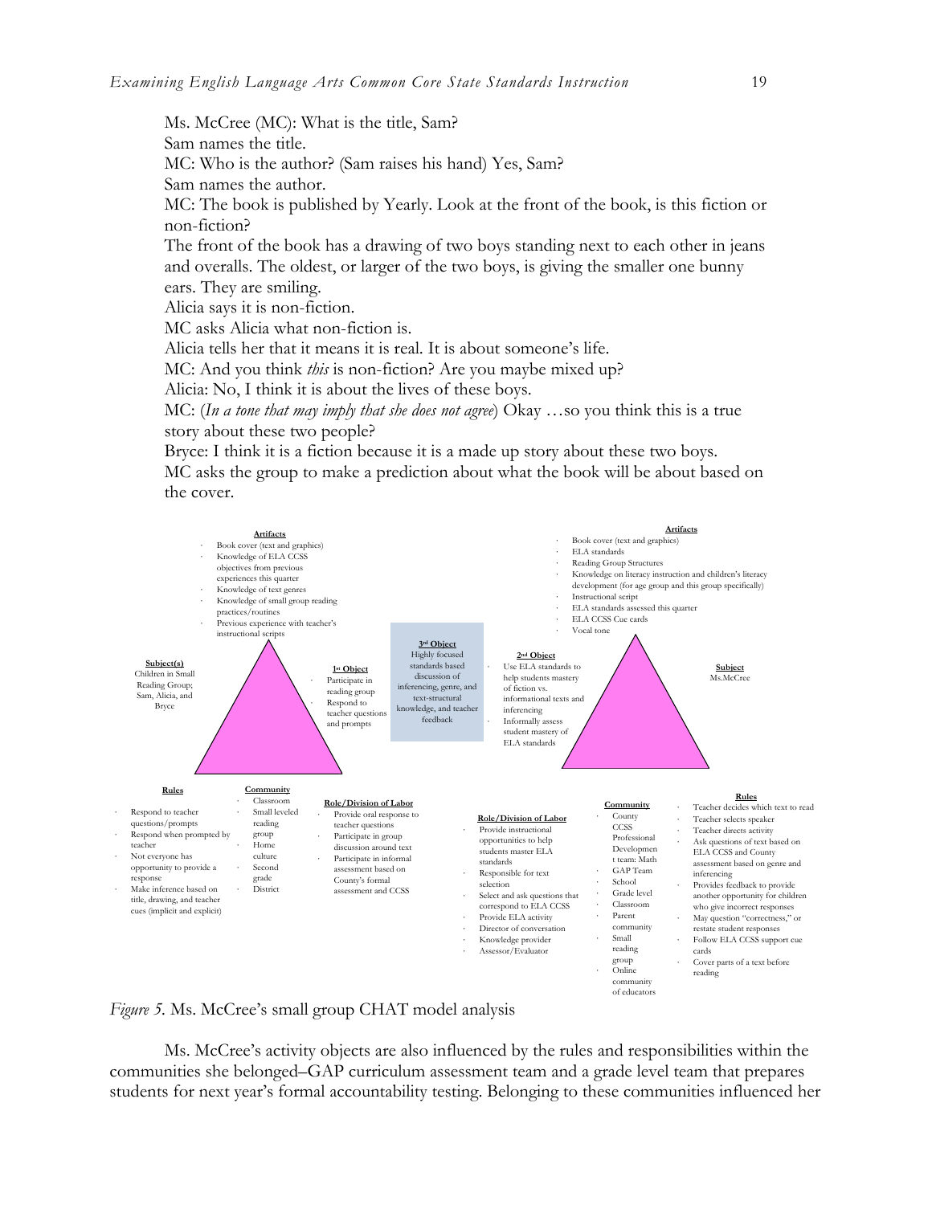Ms. McCree (MC): What is the title, Sam?
Sam names the title.
MC: Who is the author? (Sam raises his hand) Yes, Sam?
Sam names the author.
MC: The book is published by Yearly. Look at the front of the book, is this fiction or non-fiction?
The front of the book has a drawing of two boys standing next to each other in jeans and overalls. The oldest, or larger of the two boys, is giving the smaller one bunny ears. They are smiling.
Alicia says it is non-fiction.
MC asks Alicia what non-fiction is.
Alicia tells her that it means it is real. It is about someone's life.
MC: And you think *this* is non-fiction? Are you maybe mixed up?
Alicia: No, I think it is about the lives of these boys.
MC: (*In a tone that may imply that she does not agree*) Okay …so you think this is a true story about these two people?
Bryce: I think it is a fiction because it is a made up story about these two boys.
MC asks the group to make a prediction about what the book will be about based on the cover.

**Artifacts**
- Book cover (text and graphics)
- Knowledge of ELA CCSS objectives from previous experiences this quarter
- Knowledge of text genres
- Knowledge of small group reading practices/routines
- Previous experience with teacher's instructional scripts

**Subject(s)**
Children in Small Reading Group: Sam, Alicia, and Bryce

**1st Object**
- Participate in reading group
- Respond to teacher questions and prompts

**3rd Object**
Highly focused standards based discussion of inferencing, genre, and text-structural knowledge, and teacher feedback

**Rules**
- Respond to teacher questions/prompts
- Respond when prompted by teacher
- Not everyone has opportunity to provide a response
- Make inference based on title, drawing, and teacher cues (implicit and explicit)

**Community**
- Classroom
- Small leveled reading group
- Home culture
- Second grade
- District

**Role/Division of Labor**
- Provide oral response to teacher questions
- Participate in group discussion around text
- Participate in informal assessment based on County's formal assessment and CCSS

**Artifacts**
- Book cover (text and graphics)
- ELA standards
- Reading Group Structures
- Knowledge on literacy instruction and children's literacy development (for age group and this group specifically)
- Instructional script
- ELA standards assessed this quarter
- ELA CCSS Cue cards
- Vocal tone

**2nd Object**
- Use ELA standards to help students mastery of fiction vs. informational texts and inferencing
- Informally assess student mastery of ELA standards

**Subject**
Ms.McCree

**Role/Division of Labor**
- Provide instructional opportunities to help students master ELA standards
- Responsible for text selection
- Select and ask questions that correspond to ELA CCSS
- Provide ELA activity
- Director of conversation
- Knowledge provider
- Assessor/Evaluator

**Community**
- County CCSS Professional Development team: Math
- GAP Team
- School
- Grade level
- Classroom
- Parent community
- Small reading group
- Online community of educators

**Rules**
- Teacher decides which text to read
- Teacher selects speaker
- Teacher directs activity
- Ask questions of text based on ELA CCSS and County assessment based on genre and inferencing
- Provides feedback to provide another opportunity for children who give incorrect responses
- May question "correctness," or restate student responses
- Follow ELA CCSS support cue cards
- Cover parts of a text before reading

*Figure 5.* Ms. McCree's small group CHAT model analysis

Ms. McCree's activity objects are also influenced by the rules and responsibilities within the communities she belonged–GAP curriculum assessment team and a grade level team that prepares students for next year's formal accountability testing. Belonging to these communities influenced her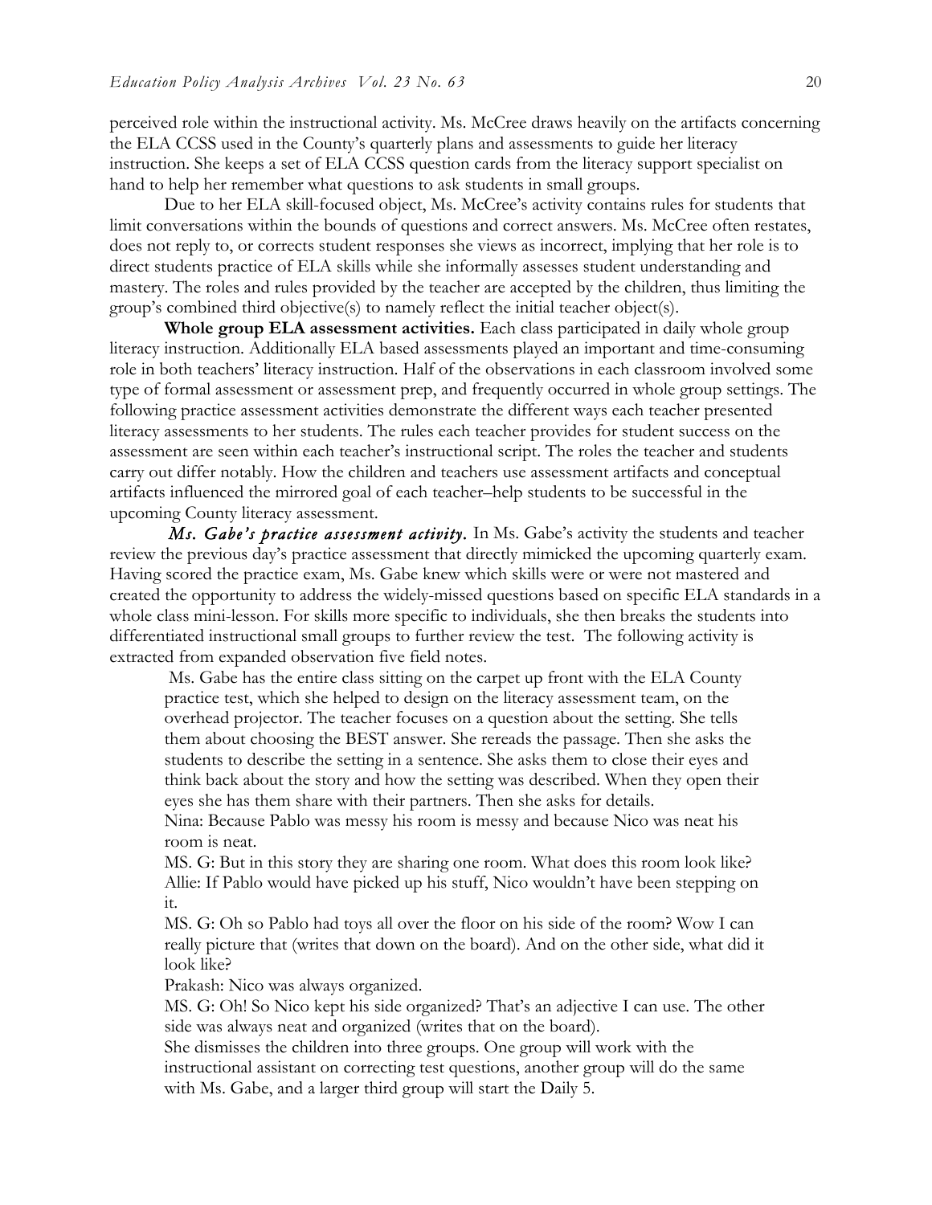perceived role within the instructional activity. Ms. McCree draws heavily on the artifacts concerning the ELA CCSS used in the County's quarterly plans and assessments to guide her literacy instruction. She keeps a set of ELA CCSS question cards from the literacy support specialist on hand to help her remember what questions to ask students in small groups.

Due to her ELA skill-focused object, Ms. McCree's activity contains rules for students that limit conversations within the bounds of questions and correct answers. Ms. McCree often restates, does not reply to, or corrects student responses she views as incorrect, implying that her role is to direct students practice of ELA skills while she informally assesses student understanding and mastery. The roles and rules provided by the teacher are accepted by the children, thus limiting the group's combined third objective(s) to namely reflect the initial teacher object(s).

**Whole group ELA assessment activities.** Each class participated in daily whole group literacy instruction. Additionally ELA based assessments played an important and time-consuming role in both teachers' literacy instruction. Half of the observations in each classroom involved some type of formal assessment or assessment prep, and frequently occurred in whole group settings. The following practice assessment activities demonstrate the different ways each teacher presented literacy assessments to her students. The rules each teacher provides for student success on the assessment are seen within each teacher's instructional script. The roles the teacher and students carry out differ notably. How the children and teachers use assessment artifacts and conceptual artifacts influenced the mirrored goal of each teacher–help students to be successful in the upcoming County literacy assessment.

***Ms. Gabe's practice assessment activity.*** In Ms. Gabe's activity the students and teacher review the previous day's practice assessment that directly mimicked the upcoming quarterly exam. Having scored the practice exam, Ms. Gabe knew which skills were or were not mastered and created the opportunity to address the widely-missed questions based on specific ELA standards in a whole class mini-lesson. For skills more specific to individuals, she then breaks the students into differentiated instructional small groups to further review the test. The following activity is extracted from expanded observation five field notes.

> Ms. Gabe has the entire class sitting on the carpet up front with the ELA County practice test, which she helped to design on the literacy assessment team, on the overhead projector. The teacher focuses on a question about the setting. She tells them about choosing the BEST answer. She rereads the passage. Then she asks the students to describe the setting in a sentence. She asks them to close their eyes and think back about the story and how the setting was described. When they open their eyes she has them share with their partners. Then she asks for details.
>
> Nina: Because Pablo was messy his room is messy and because Nico was neat his room is neat.
>
> MS. G: But in this story they are sharing one room. What does this room look like?
>
> Allie: If Pablo would have picked up his stuff, Nico wouldn't have been stepping on it.
>
> MS. G: Oh so Pablo had toys all over the floor on his side of the room? Wow I can really picture that (writes that down on the board). And on the other side, what did it look like?
>
> Prakash: Nico was always organized.
>
> MS. G: Oh! So Nico kept his side organized? That's an adjective I can use. The other side was always neat and organized (writes that on the board).
>
> She dismisses the children into three groups. One group will work with the instructional assistant on correcting test questions, another group will do the same with Ms. Gabe, and a larger third group will start the Daily 5.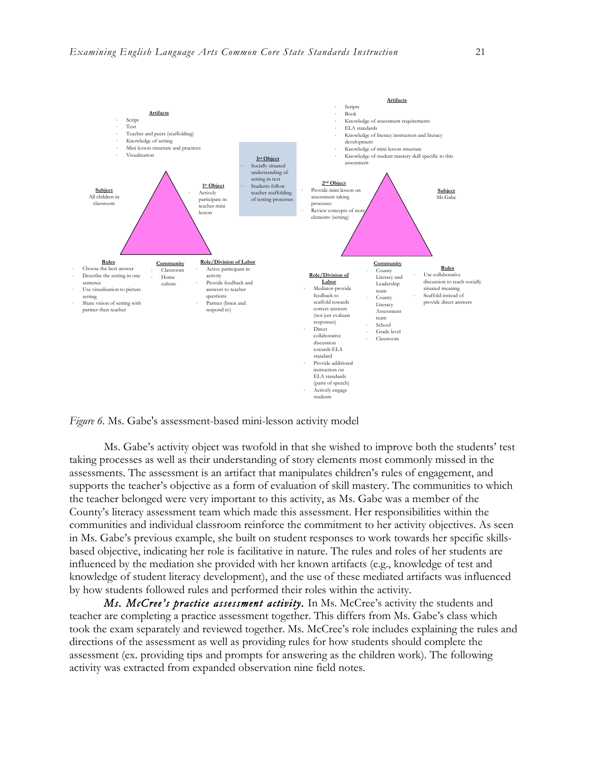**Artifacts**

- Script
- Text
- Teacher and peers (scaffolding)
- Knowledge of setting
- Mini lesson structure and practices
- Visualization

**Subject**
All children in classroom

**1st Object**

- Actively participate in teacher mini lesson

**3rd Object**

- Socially situated understanding of setting in text
- Students follow teacher scaffolding of testing processes

**Rules**

- Choose the best answer
- Describe the setting in one sentence
- Use visualization to picture setting
- Share vision of setting with partner then teacher

**Community**

- Classroom
- Home culture

**Role/Division of Labor**

- Active participant in activity
- Provide feedback and answers to teacher questions
- Partner (listen and respond to)

**Artifacts**

- Scripts
- Book
- Knowledge of assessment requirements
- ELA standards
- Knowledge of literacy instruction and literacy development
- Knowledge of mini lesson structure
- Knowledge of student mastery skill specific to this assessment

**2nd Object**

- Provide mini lesson on assessment taking processes
- Review concepts of story elements (setting)

**Subject**
Ms.Gabe

**Role/Division of Labor**

- Mediator-provide feedback to scaffold towards correct answers (not just evaluate responses)
- Direct collaborative discussion towards ELA standard
- Provide additional instruction on ELA standards (parts of speech)
- Actively engage students

**Community**

- County Literacy and Leadership team
- County Literacy Assessment team
- School
- Grade level
- Classroom

**Rules**

- Use collaborative discussion to reach socially situated meaning
- Scaffold instead of provide direct answers

*Figure 6.* Ms. Gabe's assessment-based mini-lesson activity model

Ms. Gabe's activity object was twofold in that she wished to improve both the students' test taking processes as well as their understanding of story elements most commonly missed in the assessments. The assessment is an artifact that manipulates children's rules of engagement, and supports the teacher's objective as a form of evaluation of skill mastery. The communities to which the teacher belonged were very important to this activity, as Ms. Gabe was a member of the County's literacy assessment team which made this assessment. Her responsibilities within the communities and individual classroom reinforce the commitment to her activity objectives. As seen in Ms. Gabe's previous example, she built on student responses to work towards her specific skills-based objective, indicating her role is facilitative in nature. The rules and roles of her students are influenced by the mediation she provided with her known artifacts (e.g., knowledge of test and knowledge of student literacy development), and the use of these mediated artifacts was influenced by how students followed rules and performed their roles within the activity.

***Ms. McCree's practice assessment activity.*** In Ms. McCree's activity the students and teacher are completing a practice assessment together. This differs from Ms. Gabe's class which took the exam separately and reviewed together. Ms. McCree's role includes explaining the rules and directions of the assessment as well as providing rules for how students should complete the assessment (ex. providing tips and prompts for answering as the children work). The following activity was extracted from expanded observation nine field notes.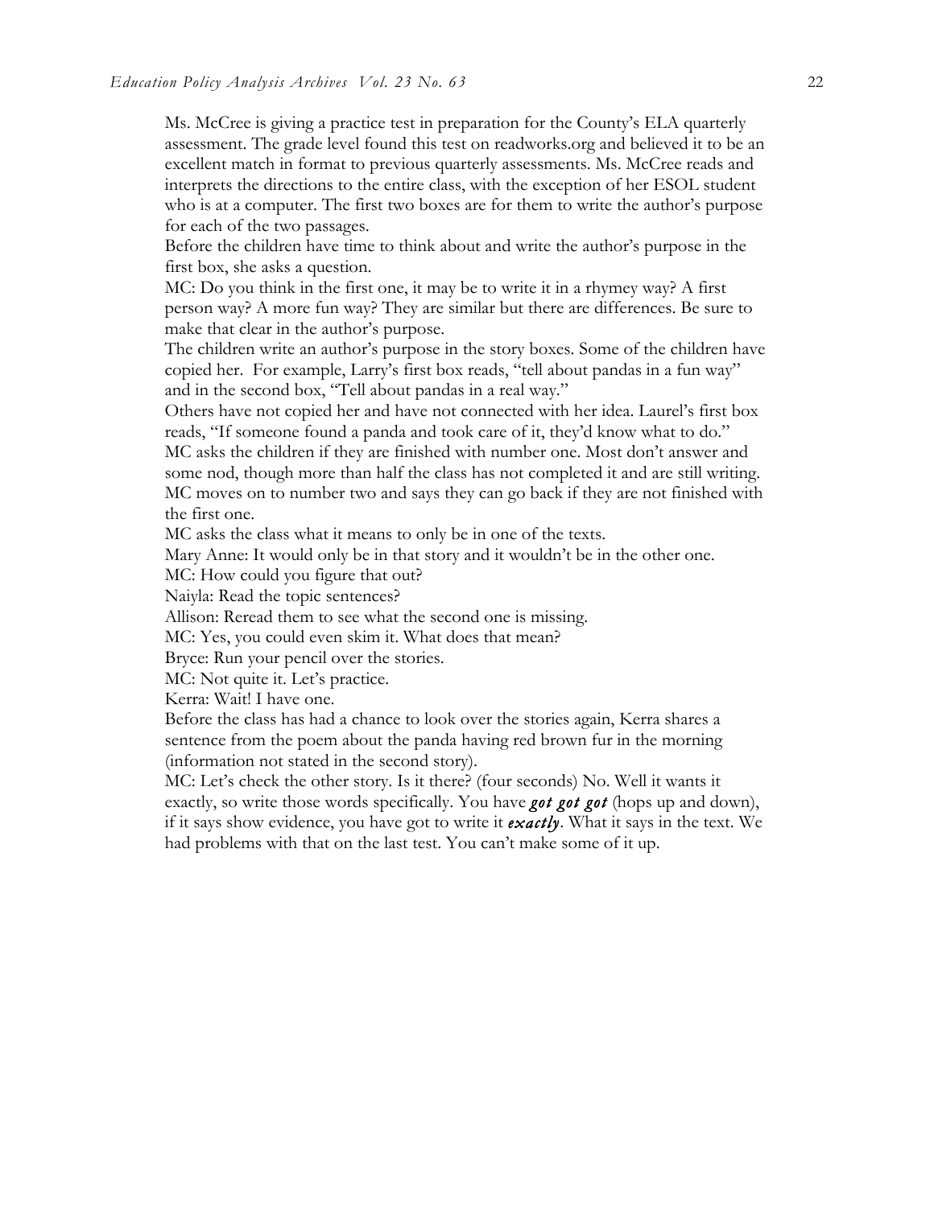Ms. McCree is giving a practice test in preparation for the County's ELA quarterly assessment. The grade level found this test on readworks.org and believed it to be an excellent match in format to previous quarterly assessments. Ms. McCree reads and interprets the directions to the entire class, with the exception of her ESOL student who is at a computer. The first two boxes are for them to write the author's purpose for each of the two passages.

Before the children have time to think about and write the author's purpose in the first box, she asks a question.

MC: Do you think in the first one, it may be to write it in a rhymey way? A first person way? A more fun way? They are similar but there are differences. Be sure to make that clear in the author's purpose.

The children write an author's purpose in the story boxes. Some of the children have copied her. For example, Larry's first box reads, "tell about pandas in a fun way" and in the second box, "Tell about pandas in a real way."

Others have not copied her and have not connected with her idea. Laurel's first box reads, "If someone found a panda and took care of it, they'd know what to do."

MC asks the children if they are finished with number one. Most don't answer and some nod, though more than half the class has not completed it and are still writing. MC moves on to number two and says they can go back if they are not finished with the first one.

MC asks the class what it means to only be in one of the texts.

Mary Anne: It would only be in that story and it wouldn't be in the other one.

MC: How could you figure that out?

Naiyla: Read the topic sentences?

Allison: Reread them to see what the second one is missing.

MC: Yes, you could even skim it. What does that mean?

Bryce: Run your pencil over the stories.

MC: Not quite it. Let's practice.

Kerra: Wait! I have one.

Before the class has had a chance to look over the stories again, Kerra shares a sentence from the poem about the panda having red brown fur in the morning (information not stated in the second story).

MC: Let's check the other story. Is it there? (four seconds) No. Well it wants it exactly, so write those words specifically. You have ***got got got*** (hops up and down), if it says show evidence, you have got to write it ***exactly***. What it says in the text. We had problems with that on the last test. You can't make some of it up.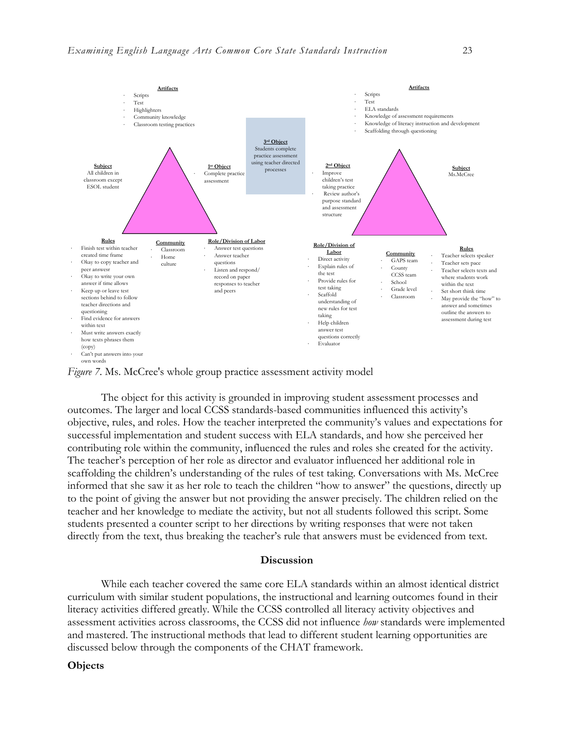**Artifacts**
- Scripts
- Test
- Highlighters
- Community knowledge
- Classroom testing practices

**Subject**
All children in classroom except ESOL student

**1st Object**
- Complete practice assessment

**Rules**
- Finish test within teacher created time frame
- Okay to copy teacher and peer answesr
- Okay to write your own answer if time allows
- Keep up or leave test sections behind to follow teacher directions and questioning
- Find evidence for answers within text
- Must write answers exactly how texts phrases them (copy)
- Can't put answers into your own words

**Community**
- Classroom
- Home culture

**Role/Division of Labor**
- Answer test questions
- Answer teacher questions
- Listen and respond/ record on paper responses to teacher and peers

**3rd Object**
Students complete practice assessment using teacher directed processes

**Artifacts**
- Scripts
- Test
- ELA standards
- Knowledge of assessment requirements
- Knowledge of literacy instruction and development
- Scaffolding through questioning

**2nd Object**
- Improve children's test taking practice
- Review author's purpose standard and assessment structure

**Subject**
Ms.McCree

**Role/Division of Labor**
- Direct activity
- Explain rules of the test
- Provide rules for test taking
- Scaffold understanding of new rules for test taking
- Help children answer test questions correctly
- Evaluator

**Community**
- GAPS team
- County CCSS team
- School
- Grade level
- Classroom

**Rules**
- Teacher selects speaker
- Teacher sets pace
- Teacher selects texts and where students work within the text
- Set short think time
- May provide the "how" to answer and sometimes outline the answers to assessment during test

*Figure 7*. Ms. McCree's whole group practice assessment activity model

The object for this activity is grounded in improving student assessment processes and outcomes. The larger and local CCSS standards-based communities influenced this activity's objective, rules, and roles. How the teacher interpreted the community's values and expectations for successful implementation and student success with ELA standards, and how she perceived her contributing role within the community, influenced the rules and roles she created for the activity. The teacher's perception of her role as director and evaluator influenced her additional role in scaffolding the children's understanding of the rules of test taking. Conversations with Ms. McCree informed that she saw it as her role to teach the children "how to answer" the questions, directly up to the point of giving the answer but not providing the answer precisely. The children relied on the teacher and her knowledge to mediate the activity, but not all students followed this script. Some students presented a counter script to her directions by writing responses that were not taken directly from the text, thus breaking the teacher's rule that answers must be evidenced from text.

## Discussion

While each teacher covered the same core ELA standards within an almost identical district curriculum with similar student populations, the instructional and learning outcomes found in their literacy activities differed greatly. While the CCSS controlled all literacy activity objectives and assessment activities across classrooms, the CCSS did not influence *how* standards were implemented and mastered. The instructional methods that lead to different student learning opportunities are discussed below through the components of the CHAT framework.

### Objects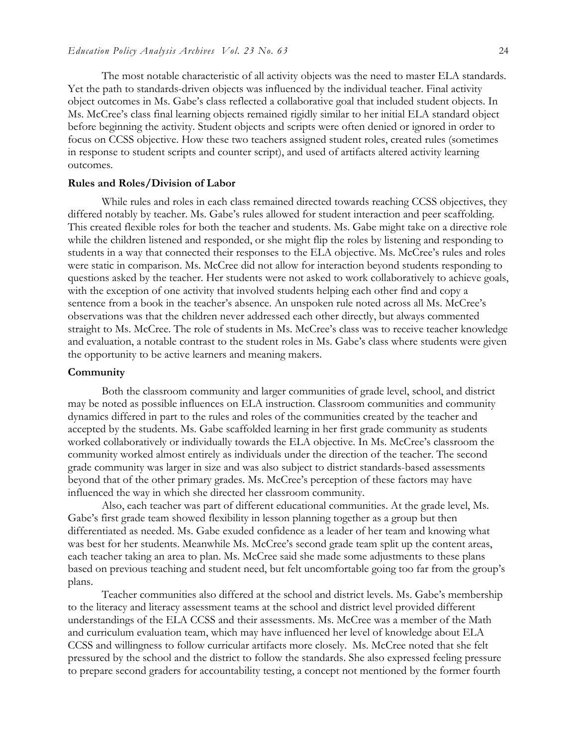The most notable characteristic of all activity objects was the need to master ELA standards. Yet the path to standards-driven objects was influenced by the individual teacher. Final activity object outcomes in Ms. Gabe's class reflected a collaborative goal that included student objects. In Ms. McCree's class final learning objects remained rigidly similar to her initial ELA standard object before beginning the activity. Student objects and scripts were often denied or ignored in order to focus on CCSS objective. How these two teachers assigned student roles, created rules (sometimes in response to student scripts and counter script), and used of artifacts altered activity learning outcomes.

### Rules and Roles/Division of Labor

While rules and roles in each class remained directed towards reaching CCSS objectives, they differed notably by teacher. Ms. Gabe's rules allowed for student interaction and peer scaffolding. This created flexible roles for both the teacher and students. Ms. Gabe might take on a directive role while the children listened and responded, or she might flip the roles by listening and responding to students in a way that connected their responses to the ELA objective. Ms. McCree's rules and roles were static in comparison. Ms. McCree did not allow for interaction beyond students responding to questions asked by the teacher. Her students were not asked to work collaboratively to achieve goals, with the exception of one activity that involved students helping each other find and copy a sentence from a book in the teacher's absence. An unspoken rule noted across all Ms. McCree's observations was that the children never addressed each other directly, but always commented straight to Ms. McCree. The role of students in Ms. McCree's class was to receive teacher knowledge and evaluation, a notable contrast to the student roles in Ms. Gabe's class where students were given the opportunity to be active learners and meaning makers.

### Community

Both the classroom community and larger communities of grade level, school, and district may be noted as possible influences on ELA instruction. Classroom communities and community dynamics differed in part to the rules and roles of the communities created by the teacher and accepted by the students. Ms. Gabe scaffolded learning in her first grade community as students worked collaboratively or individually towards the ELA objective. In Ms. McCree's classroom the community worked almost entirely as individuals under the direction of the teacher. The second grade community was larger in size and was also subject to district standards-based assessments beyond that of the other primary grades. Ms. McCree's perception of these factors may have influenced the way in which she directed her classroom community.

Also, each teacher was part of different educational communities. At the grade level, Ms. Gabe's first grade team showed flexibility in lesson planning together as a group but then differentiated as needed. Ms. Gabe exuded confidence as a leader of her team and knowing what was best for her students. Meanwhile Ms. McCree's second grade team split up the content areas, each teacher taking an area to plan. Ms. McCree said she made some adjustments to these plans based on previous teaching and student need, but felt uncomfortable going too far from the group's plans.

Teacher communities also differed at the school and district levels. Ms. Gabe's membership to the literacy and literacy assessment teams at the school and district level provided different understandings of the ELA CCSS and their assessments. Ms. McCree was a member of the Math and curriculum evaluation team, which may have influenced her level of knowledge about ELA CCSS and willingness to follow curricular artifacts more closely. Ms. McCree noted that she felt pressured by the school and the district to follow the standards. She also expressed feeling pressure to prepare second graders for accountability testing, a concept not mentioned by the former fourth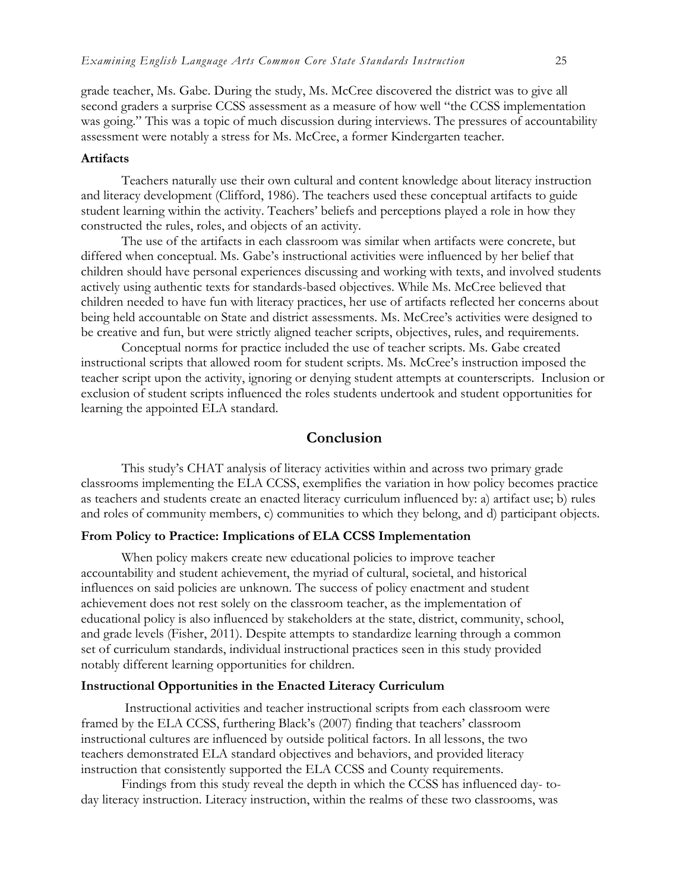grade teacher, Ms. Gabe. During the study, Ms. McCree discovered the district was to give all second graders a surprise CCSS assessment as a measure of how well "the CCSS implementation was going." This was a topic of much discussion during interviews. The pressures of accountability assessment were notably a stress for Ms. McCree, a former Kindergarten teacher.

### Artifacts

Teachers naturally use their own cultural and content knowledge about literacy instruction and literacy development (Clifford, 1986). The teachers used these conceptual artifacts to guide student learning within the activity. Teachers' beliefs and perceptions played a role in how they constructed the rules, roles, and objects of an activity.

The use of the artifacts in each classroom was similar when artifacts were concrete, but differed when conceptual. Ms. Gabe's instructional activities were influenced by her belief that children should have personal experiences discussing and working with texts, and involved students actively using authentic texts for standards-based objectives. While Ms. McCree believed that children needed to have fun with literacy practices, her use of artifacts reflected her concerns about being held accountable on State and district assessments. Ms. McCree's activities were designed to be creative and fun, but were strictly aligned teacher scripts, objectives, rules, and requirements.

Conceptual norms for practice included the use of teacher scripts. Ms. Gabe created instructional scripts that allowed room for student scripts. Ms. McCree's instruction imposed the teacher script upon the activity, ignoring or denying student attempts at counterscripts. Inclusion or exclusion of student scripts influenced the roles students undertook and student opportunities for learning the appointed ELA standard.

## Conclusion

This study's CHAT analysis of literacy activities within and across two primary grade classrooms implementing the ELA CCSS, exemplifies the variation in how policy becomes practice as teachers and students create an enacted literacy curriculum influenced by: a) artifact use; b) rules and roles of community members, c) communities to which they belong, and d) participant objects.

### From Policy to Practice: Implications of ELA CCSS Implementation

When policy makers create new educational policies to improve teacher accountability and student achievement, the myriad of cultural, societal, and historical influences on said policies are unknown. The success of policy enactment and student achievement does not rest solely on the classroom teacher, as the implementation of educational policy is also influenced by stakeholders at the state, district, community, school, and grade levels (Fisher, 2011). Despite attempts to standardize learning through a common set of curriculum standards, individual instructional practices seen in this study provided notably different learning opportunities for children.

### Instructional Opportunities in the Enacted Literacy Curriculum

Instructional activities and teacher instructional scripts from each classroom were framed by the ELA CCSS, furthering Black's (2007) finding that teachers' classroom instructional cultures are influenced by outside political factors. In all lessons, the two teachers demonstrated ELA standard objectives and behaviors, and provided literacy instruction that consistently supported the ELA CCSS and County requirements.

Findings from this study reveal the depth in which the CCSS has influenced day- to-day literacy instruction. Literacy instruction, within the realms of these two classrooms, was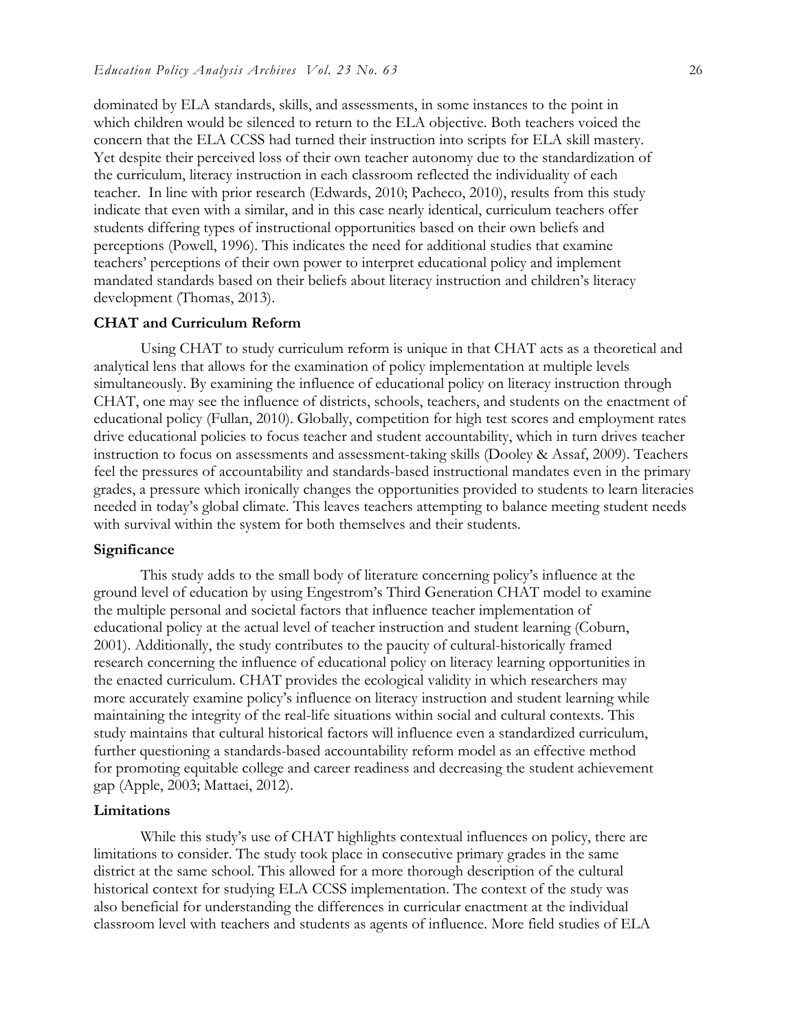dominated by ELA standards, skills, and assessments, in some instances to the point in which children would be silenced to return to the ELA objective. Both teachers voiced the concern that the ELA CCSS had turned their instruction into scripts for ELA skill mastery. Yet despite their perceived loss of their own teacher autonomy due to the standardization of the curriculum, literacy instruction in each classroom reflected the individuality of each teacher. In line with prior research (Edwards, 2010; Pacheco, 2010), results from this study indicate that even with a similar, and in this case nearly identical, curriculum teachers offer students differing types of instructional opportunities based on their own beliefs and perceptions (Powell, 1996). This indicates the need for additional studies that examine teachers' perceptions of their own power to interpret educational policy and implement mandated standards based on their beliefs about literacy instruction and children's literacy development (Thomas, 2013).

### CHAT and Curriculum Reform

Using CHAT to study curriculum reform is unique in that CHAT acts as a theoretical and analytical lens that allows for the examination of policy implementation at multiple levels simultaneously. By examining the influence of educational policy on literacy instruction through CHAT, one may see the influence of districts, schools, teachers, and students on the enactment of educational policy (Fullan, 2010). Globally, competition for high test scores and employment rates drive educational policies to focus teacher and student accountability, which in turn drives teacher instruction to focus on assessments and assessment-taking skills (Dooley & Assaf, 2009). Teachers feel the pressures of accountability and standards-based instructional mandates even in the primary grades, a pressure which ironically changes the opportunities provided to students to learn literacies needed in today's global climate. This leaves teachers attempting to balance meeting student needs with survival within the system for both themselves and their students.

### Significance

This study adds to the small body of literature concerning policy's influence at the ground level of education by using Engestrom's Third Generation CHAT model to examine the multiple personal and societal factors that influence teacher implementation of educational policy at the actual level of teacher instruction and student learning (Coburn, 2001). Additionally, the study contributes to the paucity of cultural-historically framed research concerning the influence of educational policy on literacy learning opportunities in the enacted curriculum. CHAT provides the ecological validity in which researchers may more accurately examine policy's influence on literacy instruction and student learning while maintaining the integrity of the real-life situations within social and cultural contexts. This study maintains that cultural historical factors will influence even a standardized curriculum, further questioning a standards-based accountability reform model as an effective method for promoting equitable college and career readiness and decreasing the student achievement gap (Apple, 2003; Mattaei, 2012).

### Limitations

While this study's use of CHAT highlights contextual influences on policy, there are limitations to consider. The study took place in consecutive primary grades in the same district at the same school. This allowed for a more thorough description of the cultural historical context for studying ELA CCSS implementation. The context of the study was also beneficial for understanding the differences in curricular enactment at the individual classroom level with teachers and students as agents of influence. More field studies of ELA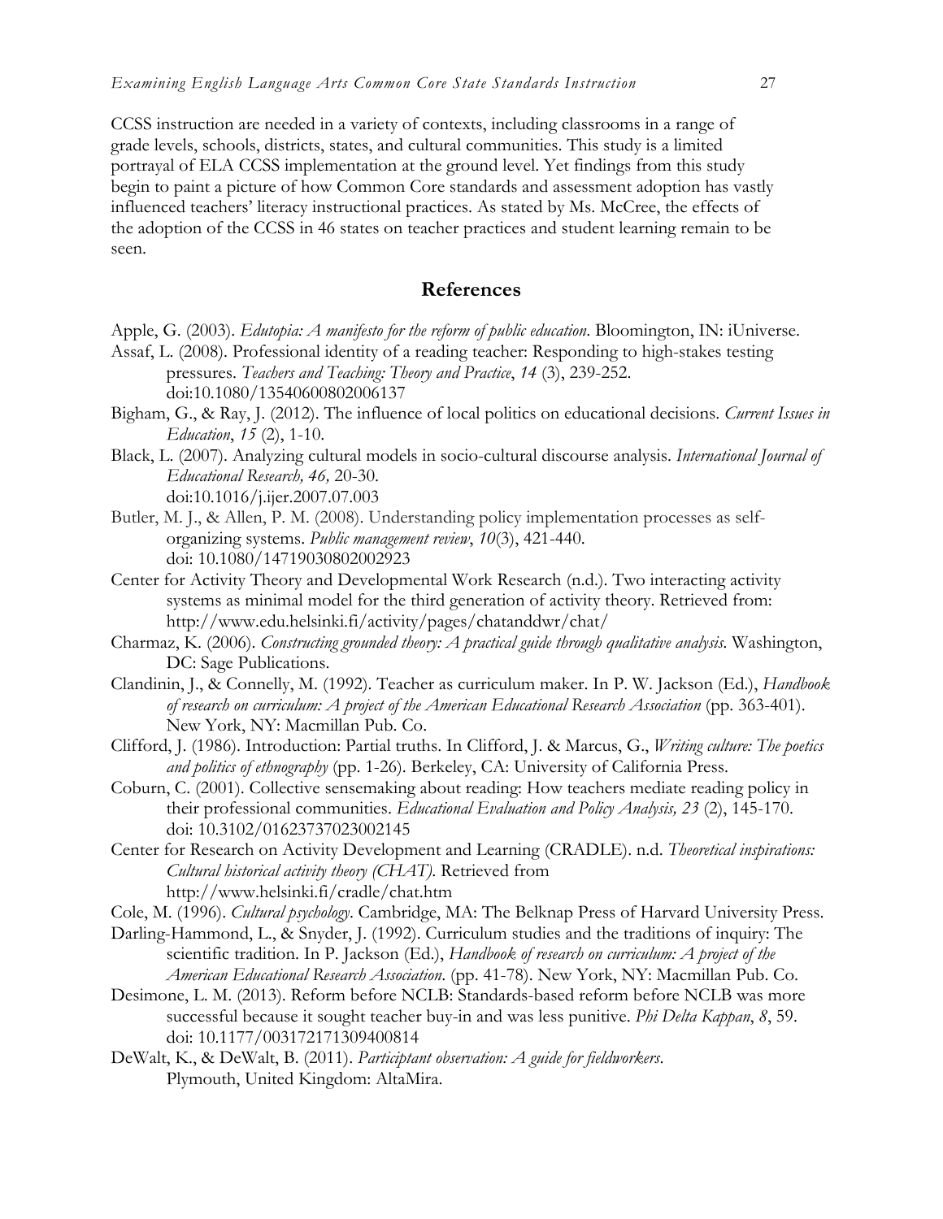CCSS instruction are needed in a variety of contexts, including classrooms in a range of grade levels, schools, districts, states, and cultural communities. This study is a limited portrayal of ELA CCSS implementation at the ground level. Yet findings from this study begin to paint a picture of how Common Core standards and assessment adoption has vastly influenced teachers' literacy instructional practices. As stated by Ms. McCree, the effects of the adoption of the CCSS in 46 states on teacher practices and student learning remain to be seen.

## References

Apple, G. (2003). *Edutopia: A manifesto for the reform of public education*. Bloomington, IN: iUniverse.

Assaf, L. (2008). Professional identity of a reading teacher: Responding to high-stakes testing pressures. *Teachers and Teaching: Theory and Practice*, *14* (3), 239-252. doi:10.1080/13540600802006137

Bigham, G., & Ray, J. (2012). The influence of local politics on educational decisions. *Current Issues in Education*, *15* (2), 1-10.

Black, L. (2007). Analyzing cultural models in socio-cultural discourse analysis. *International Journal of Educational Research, 46,* 20-30. doi:10.1016/j.ijer.2007.07.003

Butler, M. J., & Allen, P. M. (2008). Understanding policy implementation processes as self-organizing systems. *Public management review*, *10*(3), 421-440. doi: 10.1080/14719030802002923

Center for Activity Theory and Developmental Work Research (n.d.). Two interacting activity systems as minimal model for the third generation of activity theory. Retrieved from: http://www.edu.helsinki.fi/activity/pages/chatanddwr/chat/

Charmaz, K. (2006). *Constructing grounded theory: A practical guide through qualitative analysis*. Washington, DC: Sage Publications.

Clandinin, J., & Connelly, M. (1992). Teacher as curriculum maker. In P. W. Jackson (Ed.), *Handbook of research on curriculum: A project of the American Educational Research Association* (pp. 363-401). New York, NY: Macmillan Pub. Co.

Clifford, J. (1986). Introduction: Partial truths. In Clifford, J. & Marcus, G., *Writing culture: The poetics and politics of ethnography* (pp. 1-26). Berkeley, CA: University of California Press.

Coburn, C. (2001). Collective sensemaking about reading: How teachers mediate reading policy in their professional communities. *Educational Evaluation and Policy Analysis, 23* (2), 145-170. doi: 10.3102/01623737023002145

Center for Research on Activity Development and Learning (CRADLE). n.d. *Theoretical inspirations: Cultural historical activity theory (CHAT).* Retrieved from http://www.helsinki.fi/cradle/chat.htm

Cole, M. (1996). *Cultural psychology*. Cambridge, MA: The Belknap Press of Harvard University Press.

Darling-Hammond, L., & Snyder, J. (1992). Curriculum studies and the traditions of inquiry: The scientific tradition. In P. Jackson (Ed.), *Handbook of research on curriculum: A project of the American Educational Research Association*. (pp. 41-78). New York, NY: Macmillan Pub. Co.

Desimone, L. M. (2013). Reform before NCLB: Standards-based reform before NCLB was more successful because it sought teacher buy-in and was less punitive. *Phi Delta Kappan*, *8*, 59. doi: 10.1177/003172171309400814

DeWalt, K., & DeWalt, B. (2011). *Participant observation: A guide for fieldworkers*. Plymouth, United Kingdom: AltaMira.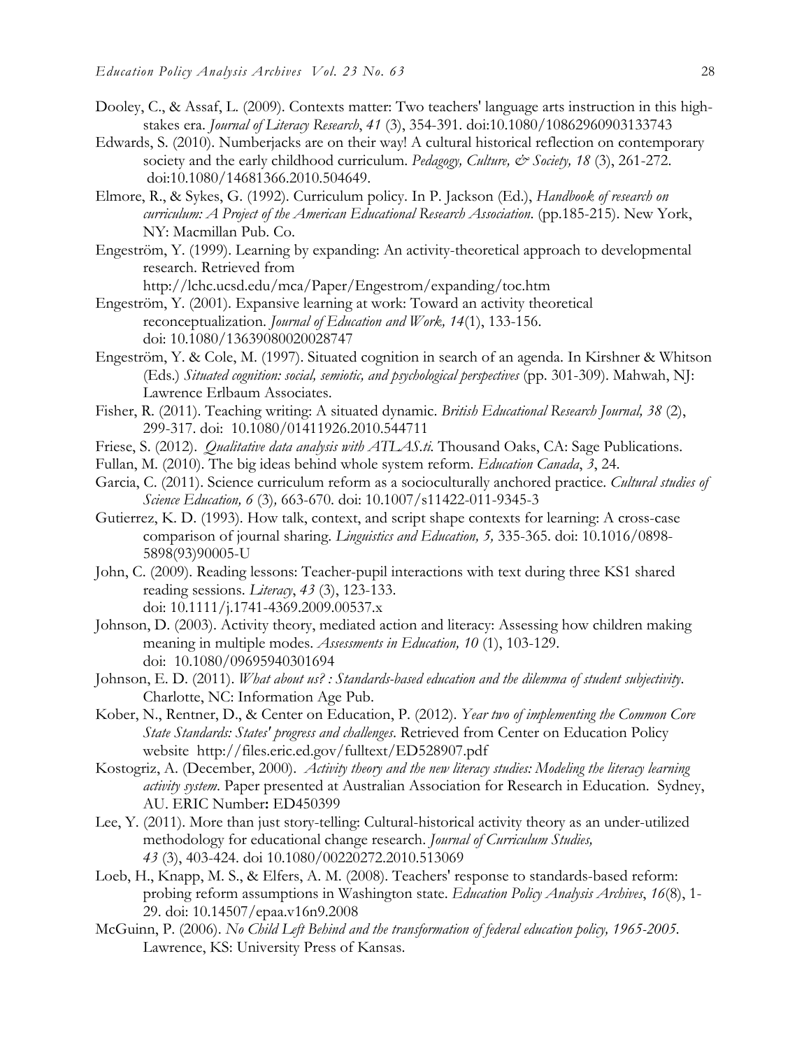Dooley, C., & Assaf, L. (2009). Contexts matter: Two teachers' language arts instruction in this high-stakes era. *Journal of Literacy Research*, *41* (3), 354-391. doi:10.1080/10862960903133743

Edwards, S. (2010). Numberjacks are on their way! A cultural historical reflection on contemporary society and the early childhood curriculum. *Pedagogy, Culture, & Society, 18* (3), 261-272. doi:10.1080/14681366.2010.504649.

Elmore, R., & Sykes, G. (1992). Curriculum policy. In P. Jackson (Ed.), *Handbook of research on curriculum: A Project of the American Educational Research Association*. (pp.185-215). New York, NY: Macmillan Pub. Co.

Engeström, Y. (1999). Learning by expanding: An activity-theoretical approach to developmental research. Retrieved from http://lchc.ucsd.edu/mca/Paper/Engestrom/expanding/toc.htm

Engeström, Y. (2001). Expansive learning at work: Toward an activity theoretical reconceptualization. *Journal of Education and Work, 14*(1), 133-156. doi: 10.1080/13639080020028747

Engeström, Y. & Cole, M. (1997). Situated cognition in search of an agenda. In Kirshner & Whitson (Eds.) *Situated cognition: social, semiotic, and psychological perspectives* (pp. 301-309). Mahwah, NJ: Lawrence Erlbaum Associates.

Fisher, R. (2011). Teaching writing: A situated dynamic. *British Educational Research Journal, 38* (2), 299-317. doi: 10.1080/01411926.2010.544711

Friese, S. (2012). *Qualitative data analysis with ATLAS.ti.* Thousand Oaks, CA: Sage Publications.

Fullan, M. (2010). The big ideas behind whole system reform. *Education Canada*, *3*, 24.

Garcia, C. (2011). Science curriculum reform as a socioculturally anchored practice. *Cultural studies of Science Education, 6* (3)*,* 663-670. doi: 10.1007/s11422-011-9345-3

Gutierrez, K. D. (1993). How talk, context, and script shape contexts for learning: A cross-case comparison of journal sharing. *Linguistics and Education, 5,* 335-365. doi: 10.1016/0898-5898(93)90005-U

John, C. (2009). Reading lessons: Teacher-pupil interactions with text during three KS1 shared reading sessions. *Literacy*, *43* (3), 123-133. doi: 10.1111/j.1741-4369.2009.00537.x

Johnson, D. (2003). Activity theory, mediated action and literacy: Assessing how children making meaning in multiple modes. *Assessments in Education, 10* (1), 103-129. doi: 10.1080/09695940301694

Johnson, E. D. (2011). *What about us? : Standards-based education and the dilemma of student subjectivity*. Charlotte, NC: Information Age Pub.

Kober, N., Rentner, D., & Center on Education, P. (2012). *Year two of implementing the Common Core State Standards: States' progress and challenges*. Retrieved from Center on Education Policy website http://files.eric.ed.gov/fulltext/ED528907.pdf

Kostogriz, A. (December, 2000). *Activity theory and the new literacy studies: Modeling the literacy learning activity system*. Paper presented at Australian Association for Research in Education. Sydney, AU. ERIC Number**:** ED450399

Lee, Y. (2011). More than just story-telling: Cultural-historical activity theory as an under-utilized methodology for educational change research. *Journal of Curriculum Studies, 43* (3), 403-424. doi 10.1080/00220272.2010.513069

Loeb, H., Knapp, M. S., & Elfers, A. M. (2008). Teachers' response to standards-based reform: probing reform assumptions in Washington state. *Education Policy Analysis Archives*, *16*(8), 1-29. doi: 10.14507/epaa.v16n9.2008

McGuinn, P. (2006). *No Child Left Behind and the transformation of federal education policy, 1965-2005.* Lawrence, KS: University Press of Kansas.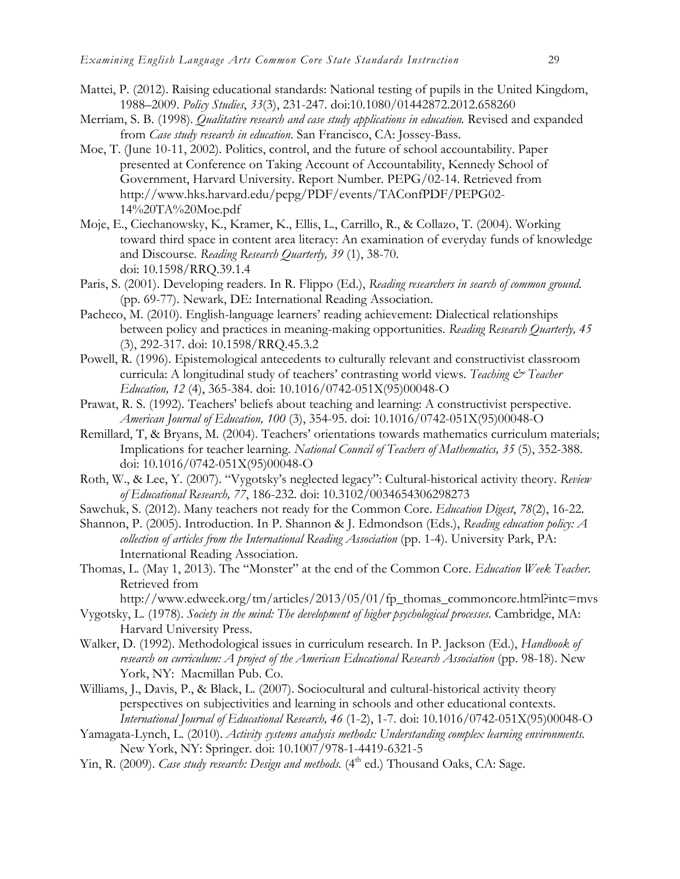Mattei, P. (2012). Raising educational standards: National testing of pupils in the United Kingdom, 1988–2009. *Policy Studies*, *33*(3), 231-247. doi:10.1080/01442872.2012.658260

Merriam, S. B. (1998). *Qualitative research and case study applications in education.* Revised and expanded from *Case study research in education*. San Francisco, CA: Jossey-Bass.

Moe, T. (June 10-11, 2002). Politics, control, and the future of school accountability. Paper presented at Conference on Taking Account of Accountability, Kennedy School of Government, Harvard University. Report Number. PEPG/02-14. Retrieved from http://www.hks.harvard.edu/pepg/PDF/events/TAConfPDF/PEPG02-14%20TA%20Moe.pdf

Moje, E., Ciechanowsky, K., Kramer, K., Ellis, L., Carrillo, R., & Collazo, T. (2004). Working toward third space in content area literacy: An examination of everyday funds of knowledge and Discourse. *Reading Research Quarterly, 39* (1), 38-70. doi: 10.1598/RRQ.39.1.4

Paris, S. (2001). Developing readers. In R. Flippo (Ed.), *Reading researchers in search of common ground.* (pp. 69-77). Newark, DE: International Reading Association.

Pacheco, M. (2010). English-language learners' reading achievement: Dialectical relationships between policy and practices in meaning-making opportunities. *Reading Research Quarterly, 45* (3), 292-317. doi: 10.1598/RRQ.45.3.2

Powell, R. (1996). Epistemological antecedents to culturally relevant and constructivist classroom curricula: A longitudinal study of teachers' contrasting world views. *Teaching & Teacher Education, 12* (4), 365-384. doi: 10.1016/0742-051X(95)00048-O

Prawat, R. S. (1992). Teachers' beliefs about teaching and learning: A constructivist perspective. *American Journal of Education, 100* (3), 354-95. doi: 10.1016/0742-051X(95)00048-O

Remillard, T, & Bryans, M. (2004). Teachers' orientations towards mathematics curriculum materials; Implications for teacher learning. *National Council of Teachers of Mathematics, 35* (5), 352-388. doi: 10.1016/0742-051X(95)00048-O

Roth, W., & Lee, Y. (2007). "Vygotsky's neglected legacy": Cultural-historical activity theory. *Review of Educational Research, 77*, 186-232. doi: 10.3102/0034654306298273

Sawchuk, S. (2012). Many teachers not ready for the Common Core. *Education Digest*, *78*(2), 16-22.

Shannon, P. (2005). Introduction. In P. Shannon & J. Edmondson (Eds.), *Reading education policy: A collection of articles from the International Reading Association* (pp. 1-4). University Park, PA: International Reading Association.

Thomas, L. (May 1, 2013). The "Monster" at the end of the Common Core. *Education Week Teacher.* Retrieved from http://www.edweek.org/tm/articles/2013/05/01/fp_thomas_commoncore.html?intc=mvs

Vygotsky, L. (1978). *Society in the mind: The development of higher psychological processes.* Cambridge, MA: Harvard University Press.

Walker, D. (1992). Methodological issues in curriculum research. In P. Jackson (Ed.), *Handbook of research on curriculum: A project of the American Educational Research Association* (pp. 98-18). New York, NY: Macmillan Pub. Co.

Williams, J., Davis, P., & Black, L. (2007). Sociocultural and cultural-historical activity theory perspectives on subjectivities and learning in schools and other educational contexts. *International Journal of Educational Research, 46* (1-2), 1-7. doi: 10.1016/0742-051X(95)00048-O

Yamagata-Lynch, L. (2010). *Activity systems analysis methods: Understanding complex learning environments.* New York, NY: Springer. doi: 10.1007/978-1-4419-6321-5

Yin, R. (2009). *Case study research: Design and methods.* (4th ed.) Thousand Oaks, CA: Sage.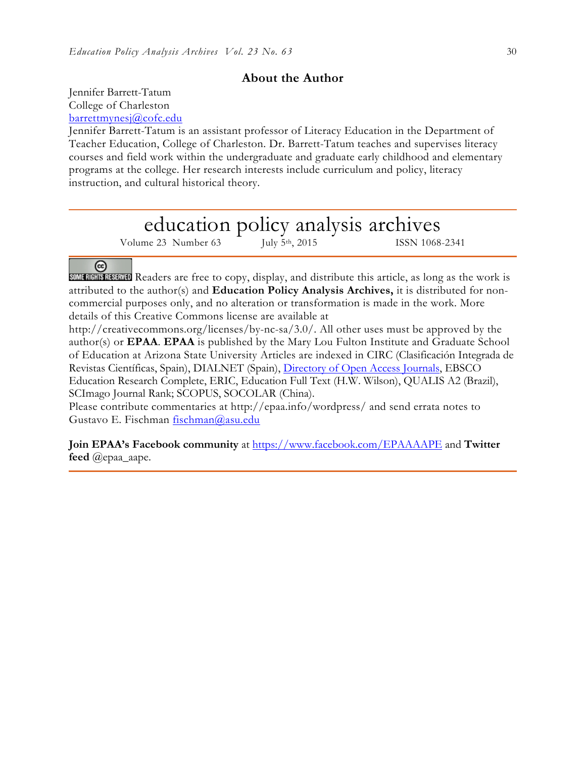## About the Author

Jennifer Barrett-Tatum
College of Charleston
barrettmynesj@cofc.edu

Jennifer Barrett-Tatum is an assistant professor of Literacy Education in the Department of Teacher Education, College of Charleston. Dr. Barrett-Tatum teaches and supervises literacy courses and field work within the undergraduate and graduate early childhood and elementary programs at the college. Her research interests include curriculum and policy, literacy instruction, and cultural historical theory.

---

# education policy analysis archives

Volume 23 Number 63 July 5th, 2015 ISSN 1068-2341

---

SOME RIGHTS RESERVED Readers are free to copy, display, and distribute this article, as long as the work is attributed to the author(s) and **Education Policy Analysis Archives,** it is distributed for non-commercial purposes only, and no alteration or transformation is made in the work. More details of this Creative Commons license are available at http://creativecommons.org/licenses/by-nc-sa/3.0/. All other uses must be approved by the author(s) or **EPAA**. **EPAA** is published by the Mary Lou Fulton Institute and Graduate School of Education at Arizona State University Articles are indexed in CIRC (Clasificación Integrada de Revistas Científicas, Spain), DIALNET (Spain), Directory of Open Access Journals, EBSCO Education Research Complete, ERIC, Education Full Text (H.W. Wilson), QUALIS A2 (Brazil), SCImago Journal Rank; SCOPUS, SOCOLAR (China).

Please contribute commentaries at http://epaa.info/wordpress/ and send errata notes to Gustavo E. Fischman fischman@asu.edu

**Join EPAA's Facebook community** at https://www.facebook.com/EPAAAAPE and **Twitter feed** @epaa_aape.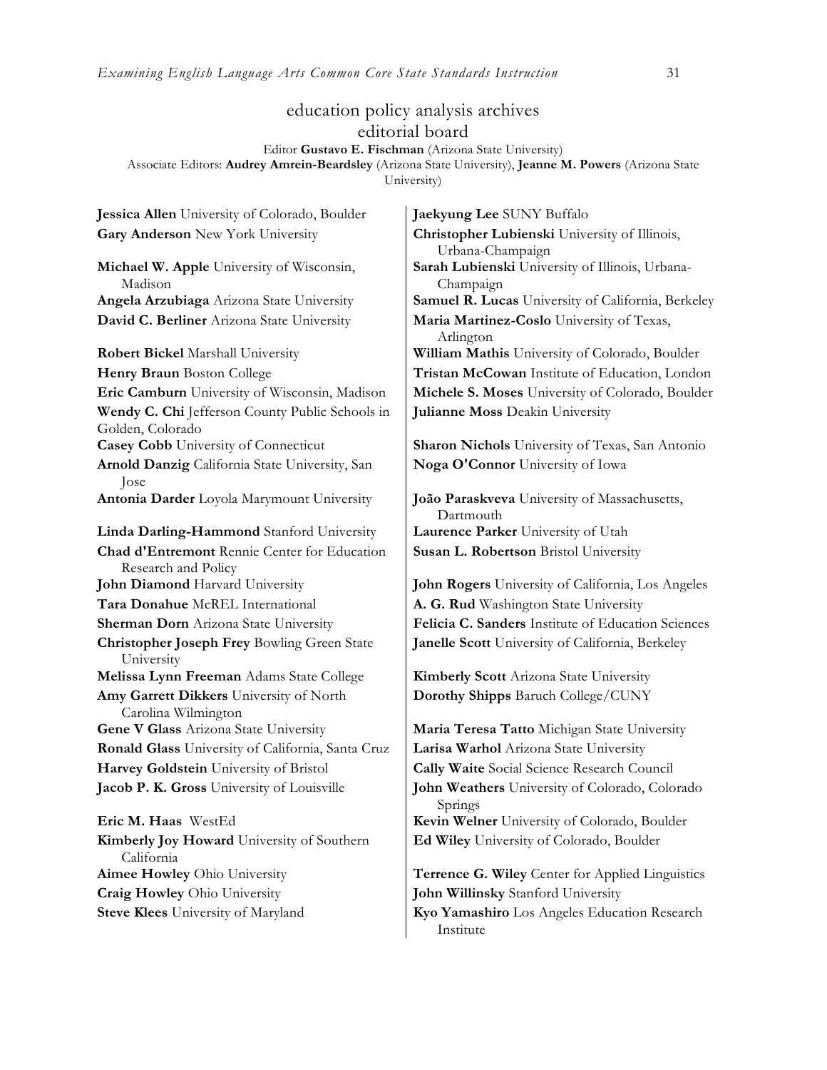# education policy analysis archives
## editorial board

Editor **Gustavo E. Fischman** (Arizona State University)
Associate Editors: **Audrey Amrein-Beardsley** (Arizona State University), **Jeanne M. Powers** (Arizona State University)

**Jessica Allen** University of Colorado, Boulder

**Gary Anderson** New York University

**Michael W. Apple** University of Wisconsin, Madison

**Angela Arzubiaga** Arizona State University

**David C. Berliner** Arizona State University

**Robert Bickel** Marshall University

**Henry Braun** Boston College

**Eric Camburn** University of Wisconsin, Madison

**Wendy C. Chi** Jefferson County Public Schools in Golden, Colorado

**Casey Cobb** University of Connecticut

**Arnold Danzig** California State University, San Jose

**Antonia Darder** Loyola Marymount University

**Linda Darling-Hammond** Stanford University

**Chad d'Entremont** Rennie Center for Education Research and Policy

**John Diamond** Harvard University

**Tara Donahue** McREL International

**Sherman Dorn** Arizona State University

**Christopher Joseph Frey** Bowling Green State University

**Melissa Lynn Freeman** Adams State College

**Amy Garrett Dikkers** University of North Carolina Wilmington

**Gene V Glass** Arizona State University

**Ronald Glass** University of California, Santa Cruz

**Harvey Goldstein** University of Bristol

**Jacob P. K. Gross** University of Louisville

**Eric M. Haas** WestEd

**Kimberly Joy Howard** University of Southern California

**Aimee Howley** Ohio University

**Craig Howley** Ohio University

**Steve Klees** University of Maryland

**Jaekyung Lee** SUNY Buffalo

**Christopher Lubienski** University of Illinois, Urbana-Champaign

**Sarah Lubienski** University of Illinois, Urbana-Champaign

**Samuel R. Lucas** University of California, Berkeley

**Maria Martinez-Coslo** University of Texas, Arlington

**William Mathis** University of Colorado, Boulder

**Tristan McCowan** Institute of Education, London

**Michele S. Moses** University of Colorado, Boulder

**Julianne Moss** Deakin University

**Sharon Nichols** University of Texas, San Antonio

**Noga O'Connor** University of Iowa

**João Paraskveva** University of Massachusetts, Dartmouth

**Laurence Parker** University of Utah

**Susan L. Robertson** Bristol University

**John Rogers** University of California, Los Angeles

**A. G. Rud** Washington State University

**Felicia C. Sanders** Institute of Education Sciences

**Janelle Scott** University of California, Berkeley

**Kimberly Scott** Arizona State University

**Dorothy Shipps** Baruch College/CUNY

**Maria Teresa Tatto** Michigan State University

**Larisa Warhol** Arizona State University

**Cally Waite** Social Science Research Council

**John Weathers** University of Colorado, Colorado Springs

**Kevin Welner** University of Colorado, Boulder

**Ed Wiley** University of Colorado, Boulder

**Terrence G. Wiley** Center for Applied Linguistics

**John Willinsky** Stanford University

**Kyo Yamashiro** Los Angeles Education Research Institute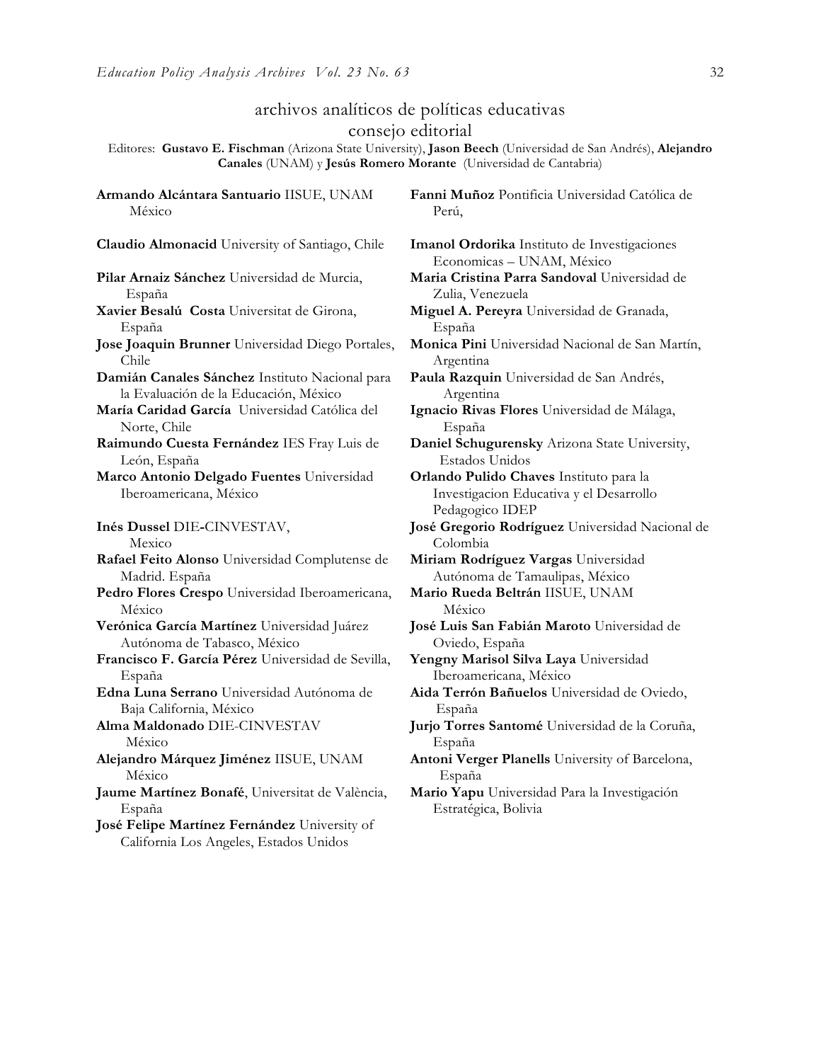# archivos analíticos de políticas educativas
## consejo editorial

Editores: **Gustavo E. Fischman** (Arizona State University), **Jason Beech** (Universidad de San Andrés), **Alejandro Canales** (UNAM) y **Jesús Romero Morante** (Universidad de Cantabria)

**Armando Alcántara Santuario** IISUE, UNAM México

**Claudio Almonacid** University of Santiago, Chile

**Pilar Arnaiz Sánchez** Universidad de Murcia, España

**Xavier Besalú Costa** Universitat de Girona, España

**Jose Joaquin Brunner** Universidad Diego Portales, Chile

**Damián Canales Sánchez** Instituto Nacional para la Evaluación de la Educación, México

**María Caridad García** Universidad Católica del Norte, Chile

**Raimundo Cuesta Fernández** IES Fray Luis de León, España

**Marco Antonio Delgado Fuentes** Universidad Iberoamericana, México

**Inés Dussel** DIE-CINVESTAV, Mexico

**Rafael Feito Alonso** Universidad Complutense de Madrid. España

**Pedro Flores Crespo** Universidad Iberoamericana, México

**Verónica García Martínez** Universidad Juárez Autónoma de Tabasco, México

**Francisco F. García Pérez** Universidad de Sevilla, España

**Edna Luna Serrano** Universidad Autónoma de Baja California, México

**Alma Maldonado** DIE-CINVESTAV México

**Alejandro Márquez Jiménez** IISUE, UNAM México

**Jaume Martínez Bonafé**, Universitat de València, España

**José Felipe Martínez Fernández** University of California Los Angeles, Estados Unidos

**Fanni Muñoz** Pontificia Universidad Católica de Perú,

**Imanol Ordorika** Instituto de Investigaciones Economicas – UNAM, México

**Maria Cristina Parra Sandoval** Universidad de Zulia, Venezuela

**Miguel A. Pereyra** Universidad de Granada, España

**Monica Pini** Universidad Nacional de San Martín, Argentina

**Paula Razquin** Universidad de San Andrés, Argentina

**Ignacio Rivas Flores** Universidad de Málaga, España

**Daniel Schugurensky** Arizona State University, Estados Unidos

**Orlando Pulido Chaves** Instituto para la Investigacion Educativa y el Desarrollo Pedagogico IDEP

**José Gregorio Rodríguez** Universidad Nacional de Colombia

**Miriam Rodríguez Vargas** Universidad Autónoma de Tamaulipas, México

**Mario Rueda Beltrán** IISUE, UNAM México

**José Luis San Fabián Maroto** Universidad de Oviedo, España

**Yengny Marisol Silva Laya** Universidad Iberoamericana, México

**Aida Terrón Bañuelos** Universidad de Oviedo, España

**Jurjo Torres Santomé** Universidad de la Coruña, España

**Antoni Verger Planells** University of Barcelona, España

**Mario Yapu** Universidad Para la Investigación Estratégica, Bolivia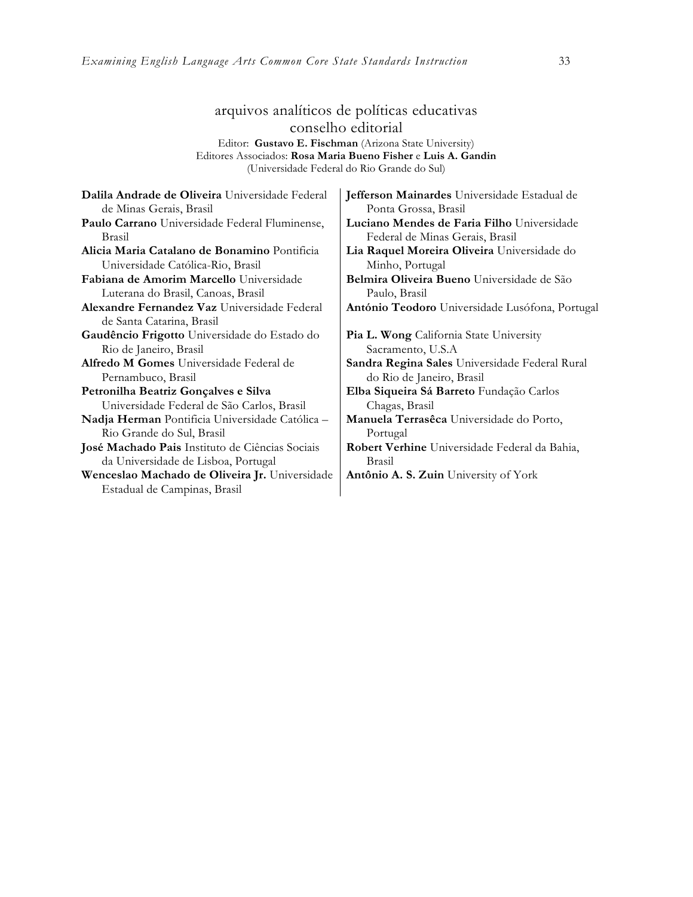# arquivos analíticos de políticas educativas

## conselho editorial

Editor: **Gustavo E. Fischman** (Arizona State University)
Editores Associados: **Rosa Maria Bueno Fisher** e **Luis A. Gandin**
(Universidade Federal do Rio Grande do Sul)

**Dalila Andrade de Oliveira** Universidade Federal de Minas Gerais, Brasil

**Paulo Carrano** Universidade Federal Fluminense, Brasil

**Alicia Maria Catalano de Bonamino** Pontificia Universidade Católica-Rio, Brasil

**Fabiana de Amorim Marcello** Universidade Luterana do Brasil, Canoas, Brasil

**Alexandre Fernandez Vaz** Universidade Federal de Santa Catarina, Brasil

**Gaudêncio Frigotto** Universidade do Estado do Rio de Janeiro, Brasil

**Alfredo M Gomes** Universidade Federal de Pernambuco, Brasil

**Petronilha Beatriz Gonçalves e Silva** Universidade Federal de São Carlos, Brasil

**Nadja Herman** Pontificia Universidade Católica – Rio Grande do Sul, Brasil

**José Machado Pais** Instituto de Ciências Sociais da Universidade de Lisboa, Portugal

**Wenceslao Machado de Oliveira Jr.** Universidade Estadual de Campinas, Brasil

**Jefferson Mainardes** Universidade Estadual de Ponta Grossa, Brasil

**Luciano Mendes de Faria Filho** Universidade Federal de Minas Gerais, Brasil

**Lia Raquel Moreira Oliveira** Universidade do Minho, Portugal

**Belmira Oliveira Bueno** Universidade de São Paulo, Brasil

**António Teodoro** Universidade Lusófona, Portugal

**Pia L. Wong** California State University Sacramento, U.S.A

**Sandra Regina Sales** Universidade Federal Rural do Rio de Janeiro, Brasil

**Elba Siqueira Sá Barreto** Fundação Carlos Chagas, Brasil

**Manuela Terrasêca** Universidade do Porto, Portugal

**Robert Verhine** Universidade Federal da Bahia, Brasil

**Antônio A. S. Zuin** University of York